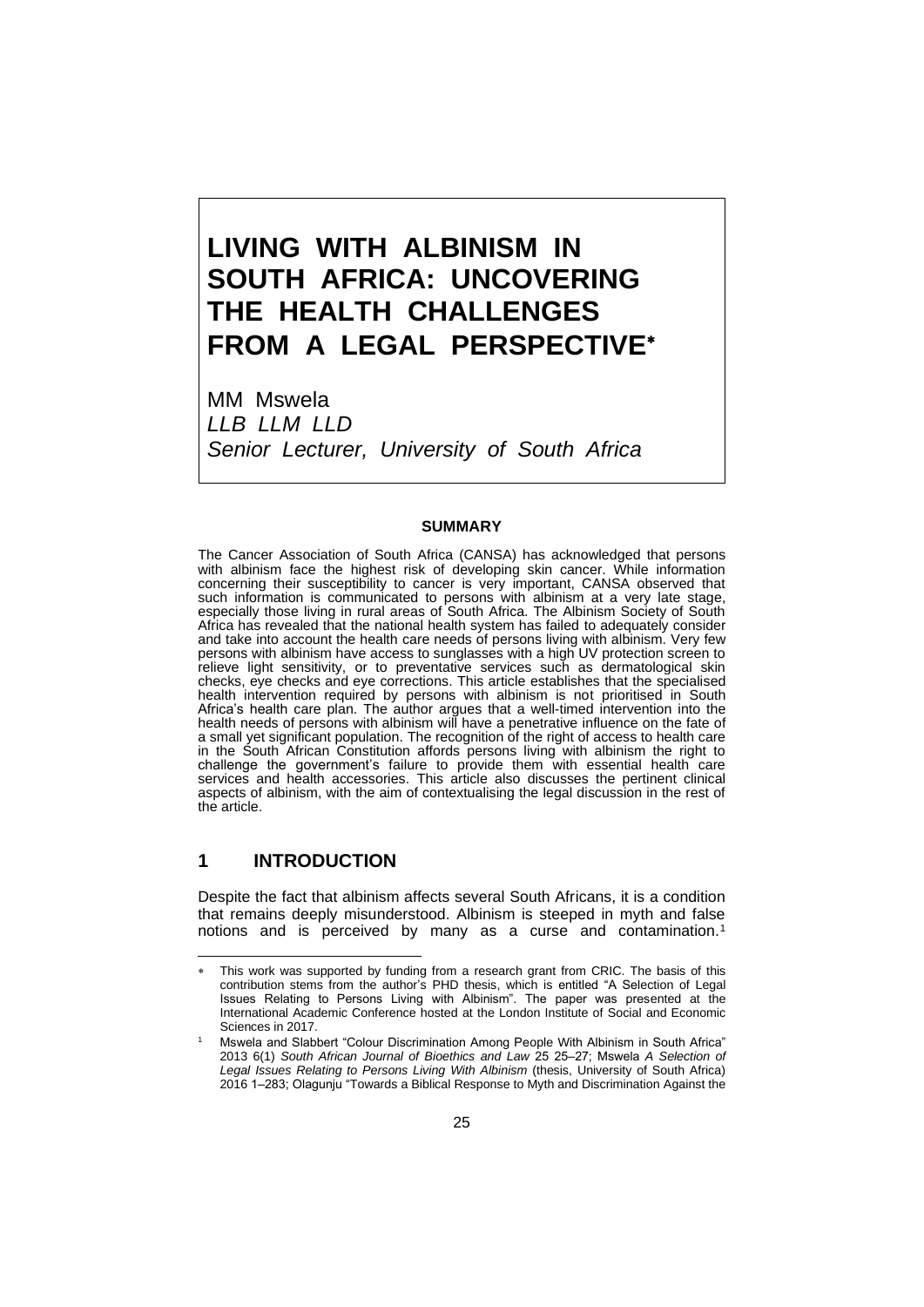# LIVING WITH ALBINISM IN SOUTH AFRICA: UNCOVERING THE HEALTH CHALLENGES FROM A LEGAL PERSPECTIVE*

MM Mswela
*LLB LLM LLD*
*Senior Lecturer, University of South Africa*

**SUMMARY**

The Cancer Association of South Africa (CANSA) has acknowledged that persons with albinism face the highest risk of developing skin cancer. While information concerning their susceptibility to cancer is very important, CANSA observed that such information is communicated to persons with albinism at a very late stage, especially those living in rural areas of South Africa. The Albinism Society of South Africa has revealed that the national health system has failed to adequately consider and take into account the health care needs of persons living with albinism. Very few persons with albinism have access to sunglasses with a high UV protection screen to relieve light sensitivity, or to preventative services such as dermatological skin checks, eye checks and eye corrections. This article establishes that the specialised health intervention required by persons with albinism is not prioritised in South Africa's health care plan. The author argues that a well-timed intervention into the health needs of persons with albinism will have a penetrative influence on the fate of a small yet significant population. The recognition of the right of access to health care in the South African Constitution affords persons living with albinism the right to challenge the government's failure to provide them with essential health care services and health accessories. This article also discusses the pertinent clinical aspects of albinism, with the aim of contextualising the legal discussion in the rest of the article.

## 1 INTRODUCTION

Despite the fact that albinism affects several South Africans, it is a condition that remains deeply misunderstood. Albinism is steeped in myth and false notions and is perceived by many as a curse and contamination.[1]

---

\* This work was supported by funding from a research grant from CRIC. The basis of this contribution stems from the author's PHD thesis, which is entitled "A Selection of Legal Issues Relating to Persons Living with Albinism". The paper was presented at the International Academic Conference hosted at the London Institute of Social and Economic Sciences in 2017.

[1] Mswela and Slabbert "Colour Discrimination Among People With Albinism in South Africa" 2013 6(1) *South African Journal of Bioethics and Law* 25 25–27; Mswela *A Selection of Legal Issues Relating to Persons Living With Albinism* (thesis, University of South Africa) 2016 1–283; Olagunju "Towards a Biblical Response to Myth and Discrimination Against the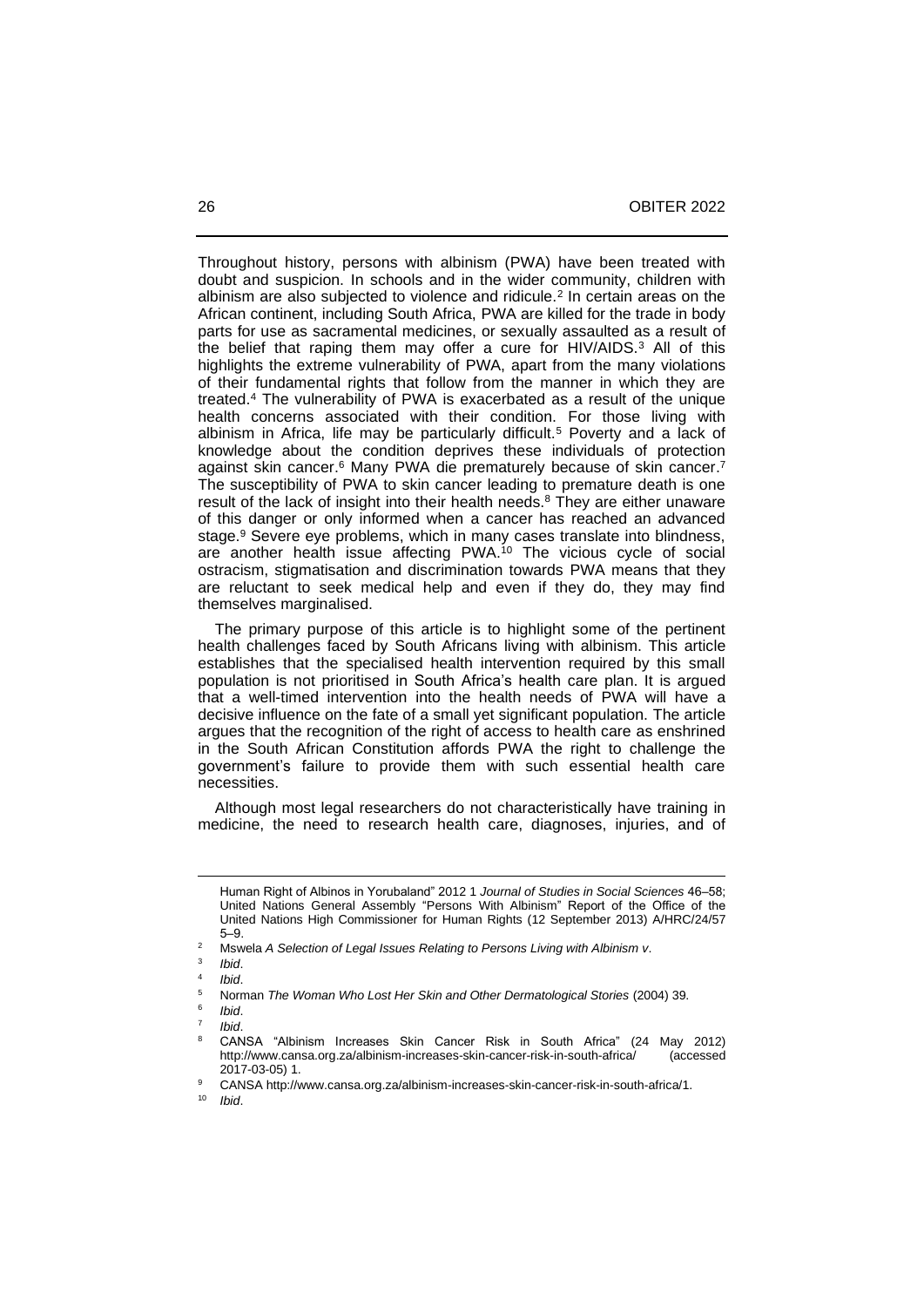Throughout history, persons with albinism (PWA) have been treated with doubt and suspicion. In schools and in the wider community, children with albinism are also subjected to violence and ridicule.[2] In certain areas on the African continent, including South Africa, PWA are killed for the trade in body parts for use as sacramental medicines, or sexually assaulted as a result of the belief that raping them may offer a cure for HIV/AIDS.[3] All of this highlights the extreme vulnerability of PWA, apart from the many violations of their fundamental rights that follow from the manner in which they are treated.[4] The vulnerability of PWA is exacerbated as a result of the unique health concerns associated with their condition. For those living with albinism in Africa, life may be particularly difficult.[5] Poverty and a lack of knowledge about the condition deprives these individuals of protection against skin cancer.[6] Many PWA die prematurely because of skin cancer.[7] The susceptibility of PWA to skin cancer leading to premature death is one result of the lack of insight into their health needs.[8] They are either unaware of this danger or only informed when a cancer has reached an advanced stage.[9] Severe eye problems, which in many cases translate into blindness, are another health issue affecting PWA.[10] The vicious cycle of social ostracism, stigmatisation and discrimination towards PWA means that they are reluctant to seek medical help and even if they do, they may find themselves marginalised.

The primary purpose of this article is to highlight some of the pertinent health challenges faced by South Africans living with albinism. This article establishes that the specialised health intervention required by this small population is not prioritised in South Africa's health care plan. It is argued that a well-timed intervention into the health needs of PWA will have a decisive influence on the fate of a small yet significant population. The article argues that the recognition of the right of access to health care as enshrined in the South African Constitution affords PWA the right to challenge the government's failure to provide them with such essential health care necessities.

Although most legal researchers do not characteristically have training in medicine, the need to research health care, diagnoses, injuries, and of

---

Human Right of Albinos in Yorubaland" 2012 1 *Journal of Studies in Social Sciences* 46–58; United Nations General Assembly "Persons With Albinism" Report of the Office of the United Nations High Commissioner for Human Rights (12 September 2013) A/HRC/24/57 5–9.

[2] Mswela *A Selection of Legal Issues Relating to Persons Living with Albinism v*.

[3] *Ibid*.

[4] *Ibid*.

[5] Norman *The Woman Who Lost Her Skin and Other Dermatological Stories* (2004) 39.

[6] *Ibid*.

[7] *Ibid*.

[8] CANSA "Albinism Increases Skin Cancer Risk in South Africa" (24 May 2012) http://www.cansa.org.za/albinism-increases-skin-cancer-risk-in-south-africa/ (accessed 2017-03-05) 1.

[9] CANSA http://www.cansa.org.za/albinism-increases-skin-cancer-risk-in-south-africa/1.

[10] *Ibid*.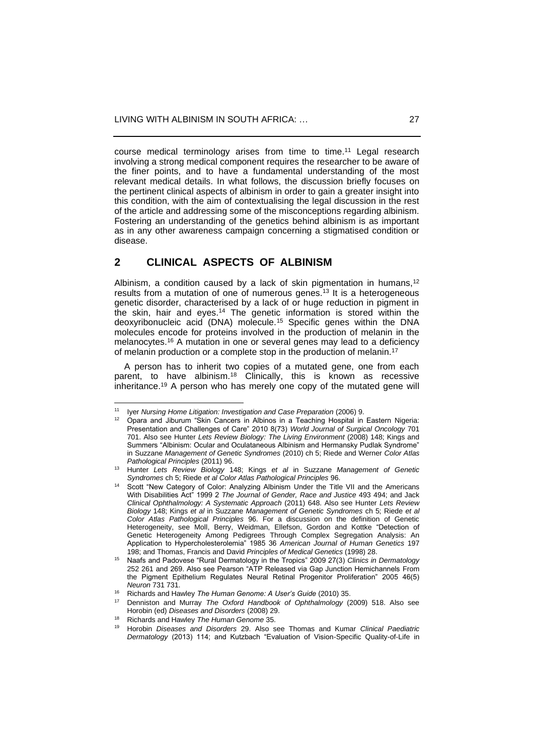course medical terminology arises from time to time.[11] Legal research involving a strong medical component requires the researcher to be aware of the finer points, and to have a fundamental understanding of the most relevant medical details. In what follows, the discussion briefly focuses on the pertinent clinical aspects of albinism in order to gain a greater insight into this condition, with the aim of contextualising the legal discussion in the rest of the article and addressing some of the misconceptions regarding albinism. Fostering an understanding of the genetics behind albinism is as important as in any other awareness campaign concerning a stigmatised condition or disease.

## 2 CLINICAL ASPECTS OF ALBINISM

Albinism, a condition caused by a lack of skin pigmentation in humans,[12] results from a mutation of one of numerous genes.[13] It is a heterogeneous genetic disorder, characterised by a lack of or huge reduction in pigment in the skin, hair and eyes.[14] The genetic information is stored within the deoxyribonucleic acid (DNA) molecule.[15] Specific genes within the DNA molecules encode for proteins involved in the production of melanin in the melanocytes.[16] A mutation in one or several genes may lead to a deficiency of melanin production or a complete stop in the production of melanin.[17]

A person has to inherit two copies of a mutated gene, one from each parent, to have albinism.[18] Clinically, this is known as recessive inheritance.[19] A person who has merely one copy of the mutated gene will

---

[11] Iyer *Nursing Home Litigation: Investigation and Case Preparation* (2006) 9.

[12] Opara and Jiburum "Skin Cancers in Albinos in a Teaching Hospital in Eastern Nigeria: Presentation and Challenges of Care" 2010 8(73) *World Journal of Surgical Oncology* 701 701. Also see Hunter *Lets Review Biology: The Living Environment* (2008) 148; Kings and Summers "Albinism: Ocular and Oculataneous Albinism and Hermansky Pudlak Syndrome" in Suzzane *Management of Genetic Syndromes* (2010) ch 5; Riede and Werner *Color Atlas Pathological Principles* (2011) 96.

[13] Hunter *Lets Review Biology* 148; Kings *et al* in Suzzane *Management of Genetic Syndromes* ch 5; Riede *et al Color Atlas Pathological Principles* 96.

[14] Scott "New Category of Color: Analyzing Albinism Under the Title VII and the Americans With Disabilities Act" 1999 2 *The Journal of Gender, Race and Justice* 493 494; and Jack *Clinical Ophthalmology: A Systematic Approach* (2011) 648. Also see Hunter *Lets Review Biology* 148; Kings *et al* in Suzzane *Management of Genetic Syndromes* ch 5; Riede *et al Color Atlas Pathological Principles* 96. For a discussion on the definition of Genetic Heterogeneity, see Moll, Berry, Weidman, Ellefson, Gordon and Kottke "Detection of Genetic Heterogeneity Among Pedigrees Through Complex Segregation Analysis: An Application to Hypercholesterolemia" 1985 36 *American Journal of Human Genetics* 197 198; and Thomas, Francis and David *Principles of Medical Genetics* (1998) 28.

[15] Naafs and Padovese "Rural Dermatology in the Tropics" 2009 27(3) *Clinics in Dermatology* 252 261 and 269. Also see Pearson "ATP Released via Gap Junction Hemichannels From the Pigment Epithelium Regulates Neural Retinal Progenitor Proliferation" 2005 46(5) *Neuron* 731 731.

[16] Richards and Hawley *The Human Genome: A User's Guide* (2010) 35.

[17] Denniston and Murray *The Oxford Handbook of Ophthalmology* (2009) 518. Also see Horobin (ed) *Diseases and Disorders* (2008) 29.

[18] Richards and Hawley *The Human Genome* 35.

[19] Horobin *Diseases and Disorders* 29. Also see Thomas and Kumar *Clinical Paediatric Dermatology* (2013) 114; and Kutzbach "Evaluation of Vision-Specific Quality-of-Life in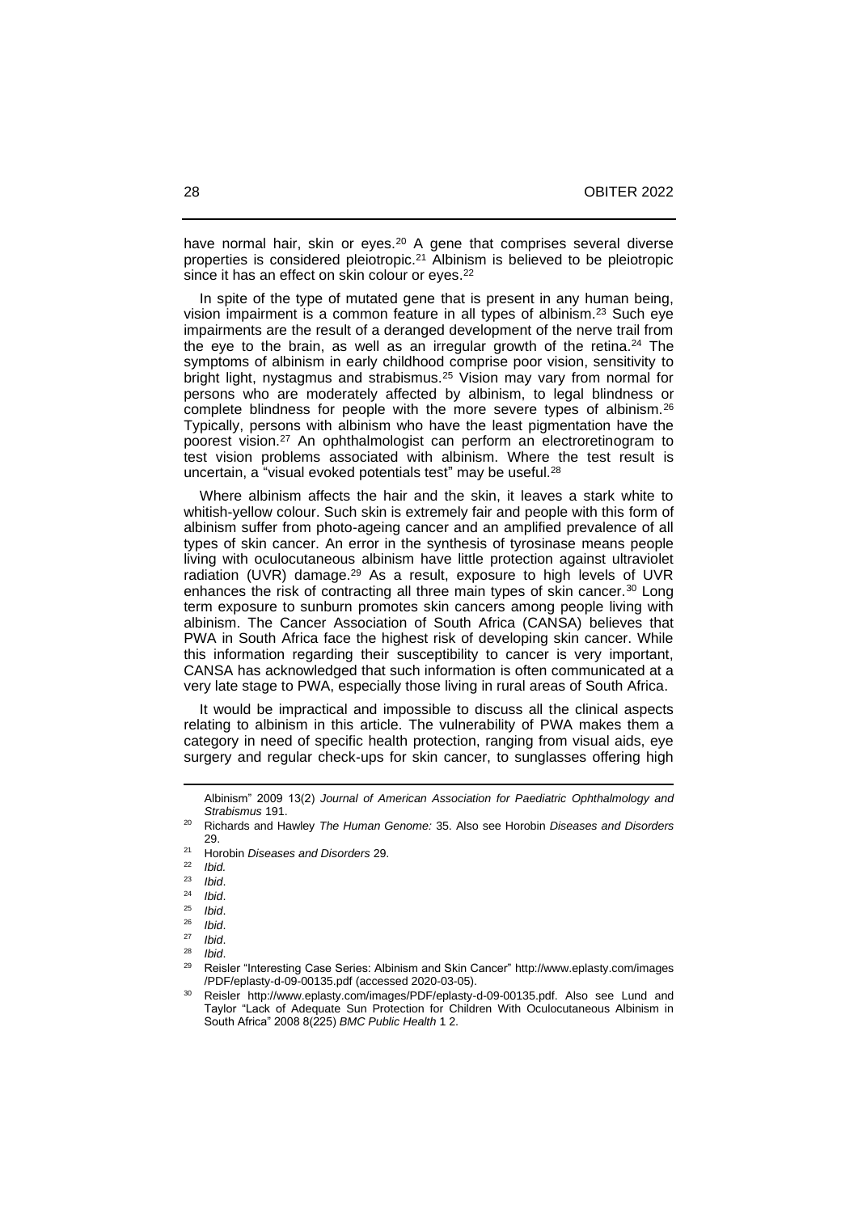have normal hair, skin or eyes.[20] A gene that comprises several diverse properties is considered pleiotropic.[21] Albinism is believed to be pleiotropic since it has an effect on skin colour or eyes.[22]

In spite of the type of mutated gene that is present in any human being, vision impairment is a common feature in all types of albinism.[23] Such eye impairments are the result of a deranged development of the nerve trail from the eye to the brain, as well as an irregular growth of the retina.[24] The symptoms of albinism in early childhood comprise poor vision, sensitivity to bright light, nystagmus and strabismus.[25] Vision may vary from normal for persons who are moderately affected by albinism, to legal blindness or complete blindness for people with the more severe types of albinism.[26] Typically, persons with albinism who have the least pigmentation have the poorest vision.[27] An ophthalmologist can perform an electroretinogram to test vision problems associated with albinism. Where the test result is uncertain, a "visual evoked potentials test" may be useful.[28]

Where albinism affects the hair and the skin, it leaves a stark white to whitish-yellow colour. Such skin is extremely fair and people with this form of albinism suffer from photo-ageing cancer and an amplified prevalence of all types of skin cancer. An error in the synthesis of tyrosinase means people living with oculocutaneous albinism have little protection against ultraviolet radiation (UVR) damage.[29] As a result, exposure to high levels of UVR enhances the risk of contracting all three main types of skin cancer.[30] Long term exposure to sunburn promotes skin cancers among people living with albinism. The Cancer Association of South Africa (CANSA) believes that PWA in South Africa face the highest risk of developing skin cancer. While this information regarding their susceptibility to cancer is very important, CANSA has acknowledged that such information is often communicated at a very late stage to PWA, especially those living in rural areas of South Africa.

It would be impractical and impossible to discuss all the clinical aspects relating to albinism in this article. The vulnerability of PWA makes them a category in need of specific health protection, ranging from visual aids, eye surgery and regular check-ups for skin cancer, to sunglasses offering high

---

Albinism" 2009 13(2) *Journal of American Association for Paediatric Ophthalmology and Strabismus* 191.

[20] Richards and Hawley *The Human Genome:* 35. Also see Horobin *Diseases and Disorders* 29.

[21] Horobin *Diseases and Disorders* 29.

[22] *Ibid.*

[23] *Ibid*.

[24] *Ibid*.

[25] *Ibid*.

[26] *Ibid*.

[27] *Ibid*.

[28] *Ibid*.

[29] Reisler "Interesting Case Series: Albinism and Skin Cancer" http://www.eplasty.com/images/PDF/eplasty-d-09-00135.pdf (accessed 2020-03-05).

[30] Reisler http://www.eplasty.com/images/PDF/eplasty-d-09-00135.pdf. Also see Lund and Taylor "Lack of Adequate Sun Protection for Children With Oculocutaneous Albinism in South Africa" 2008 8(225) *BMC Public Health* 1 2.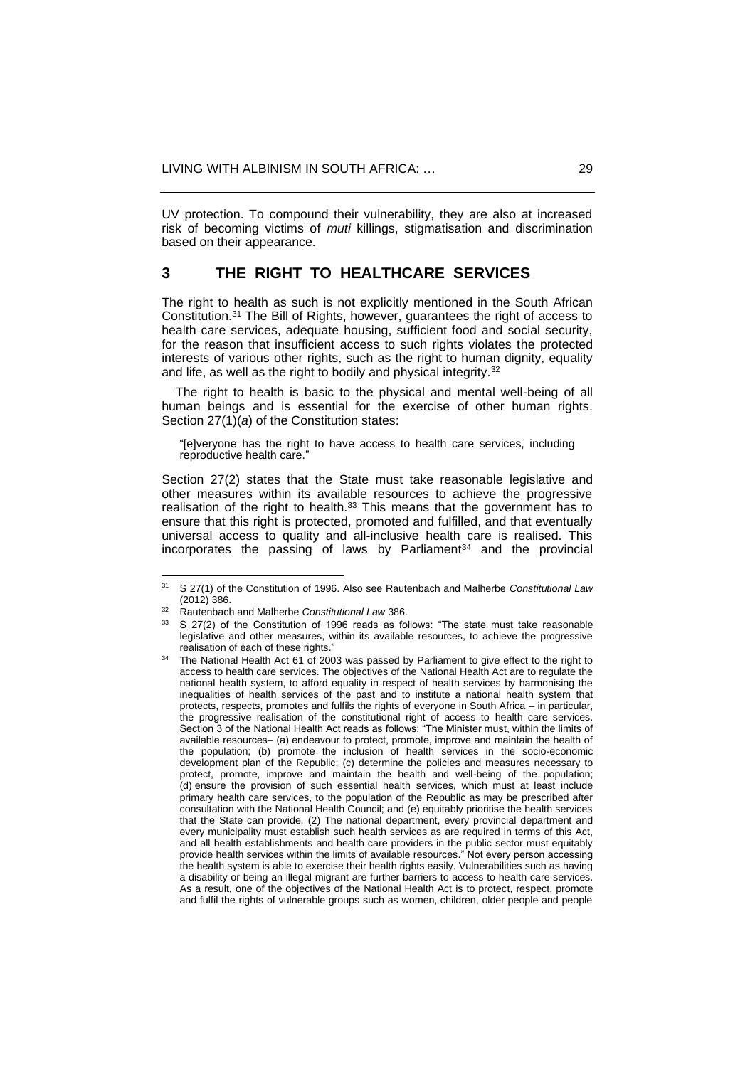UV protection. To compound their vulnerability, they are also at increased risk of becoming victims of *muti* killings, stigmatisation and discrimination based on their appearance.

## 3 THE RIGHT TO HEALTHCARE SERVICES

The right to health as such is not explicitly mentioned in the South African Constitution.[31] The Bill of Rights, however, guarantees the right of access to health care services, adequate housing, sufficient food and social security, for the reason that insufficient access to such rights violates the protected interests of various other rights, such as the right to human dignity, equality and life, as well as the right to bodily and physical integrity.[32]

The right to health is basic to the physical and mental well-being of all human beings and is essential for the exercise of other human rights. Section 27(1)(*a*) of the Constitution states:

> "[e]veryone has the right to have access to health care services, including reproductive health care."

Section 27(2) states that the State must take reasonable legislative and other measures within its available resources to achieve the progressive realisation of the right to health.[33] This means that the government has to ensure that this right is protected, promoted and fulfilled, and that eventually universal access to quality and all-inclusive health care is realised. This incorporates the passing of laws by Parliament[34] and the provincial

---

[31] S 27(1) of the Constitution of 1996. Also see Rautenbach and Malherbe *Constitutional Law* (2012) 386.

[32] Rautenbach and Malherbe *Constitutional Law* 386.

[33] S 27(2) of the Constitution of 1996 reads as follows: "The state must take reasonable legislative and other measures, within its available resources, to achieve the progressive realisation of each of these rights."

[34] The National Health Act 61 of 2003 was passed by Parliament to give effect to the right to access to health care services. The objectives of the National Health Act are to regulate the national health system, to afford equality in respect of health services by harmonising the inequalities of health services of the past and to institute a national health system that protects, respects, promotes and fulfils the rights of everyone in South Africa – in particular, the progressive realisation of the constitutional right of access to health care services. Section 3 of the National Health Act reads as follows: "The Minister must, within the limits of available resources– (a) endeavour to protect, promote, improve and maintain the health of the population; (b) promote the inclusion of health services in the socio-economic development plan of the Republic; (c) determine the policies and measures necessary to protect, promote, improve and maintain the health and well-being of the population; (d) ensure the provision of such essential health services, which must at least include primary health care services, to the population of the Republic as may be prescribed after consultation with the National Health Council; and (e) equitably prioritise the health services that the State can provide. (2) The national department, every provincial department and every municipality must establish such health services as are required in terms of this Act, and all health establishments and health care providers in the public sector must equitably provide health services within the limits of available resources." Not every person accessing the health system is able to exercise their health rights easily. Vulnerabilities such as having a disability or being an illegal migrant are further barriers to access to health care services. As a result, one of the objectives of the National Health Act is to protect, respect, promote and fulfil the rights of vulnerable groups such as women, children, older people and people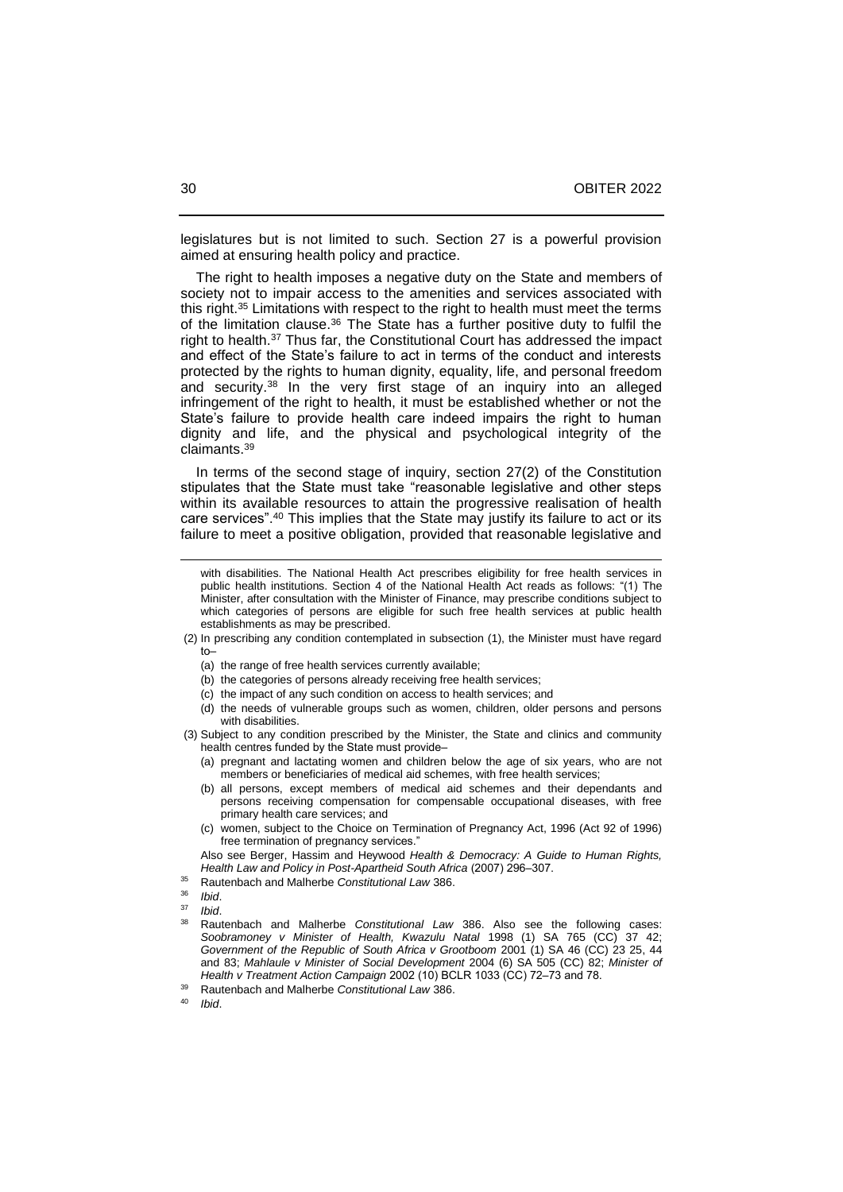legislatures but is not limited to such. Section 27 is a powerful provision aimed at ensuring health policy and practice.

The right to health imposes a negative duty on the State and members of society not to impair access to the amenities and services associated with this right.[35] Limitations with respect to the right to health must meet the terms of the limitation clause.[36] The State has a further positive duty to fulfil the right to health.[37] Thus far, the Constitutional Court has addressed the impact and effect of the State's failure to act in terms of the conduct and interests protected by the rights to human dignity, equality, life, and personal freedom and security.[38] In the very first stage of an inquiry into an alleged infringement of the right to health, it must be established whether or not the State's failure to provide health care indeed impairs the right to human dignity and life, and the physical and psychological integrity of the claimants.[39]

In terms of the second stage of inquiry, section 27(2) of the Constitution stipulates that the State must take "reasonable legislative and other steps within its available resources to attain the progressive realisation of health care services".[40] This implies that the State may justify its failure to act or its failure to meet a positive obligation, provided that reasonable legislative and

---

with disabilities. The National Health Act prescribes eligibility for free health services in public health institutions. Section 4 of the National Health Act reads as follows: "(1) The Minister, after consultation with the Minister of Finance, may prescribe conditions subject to which categories of persons are eligible for such free health services at public health establishments as may be prescribed.

(2) In prescribing any condition contemplated in subsection (1), the Minister must have regard to–

(a) the range of free health services currently available;

(b) the categories of persons already receiving free health services;

(c) the impact of any such condition on access to health services; and

(d) the needs of vulnerable groups such as women, children, older persons and persons with disabilities.

(3) Subject to any condition prescribed by the Minister, the State and clinics and community health centres funded by the State must provide–

(a) pregnant and lactating women and children below the age of six years, who are not members or beneficiaries of medical aid schemes, with free health services;

(b) all persons, except members of medical aid schemes and their dependants and persons receiving compensation for compensable occupational diseases, with free primary health care services; and

(c) women, subject to the Choice on Termination of Pregnancy Act, 1996 (Act 92 of 1996) free termination of pregnancy services."

Also see Berger, Hassim and Heywood *Health & Democracy: A Guide to Human Rights, Health Law and Policy in Post-Apartheid South Africa* (2007) 296–307.

[35] Rautenbach and Malherbe *Constitutional Law* 386.

[36] *Ibid*.

[37] *Ibid*.

[38] Rautenbach and Malherbe *Constitutional Law* 386. Also see the following cases: *Soobramoney v Minister of Health, Kwazulu Natal* 1998 (1) SA 765 (CC) 37 42; *Government of the Republic of South Africa v Grootboom* 2001 (1) SA 46 (CC) 23 25, 44 and 83; *Mahlaule v Minister of Social Development* 2004 (6) SA 505 (CC) 82; *Minister of Health v Treatment Action Campaign* 2002 (10) BCLR 1033 (CC) 72–73 and 78.

[39] Rautenbach and Malherbe *Constitutional Law* 386.

[40] *Ibid*.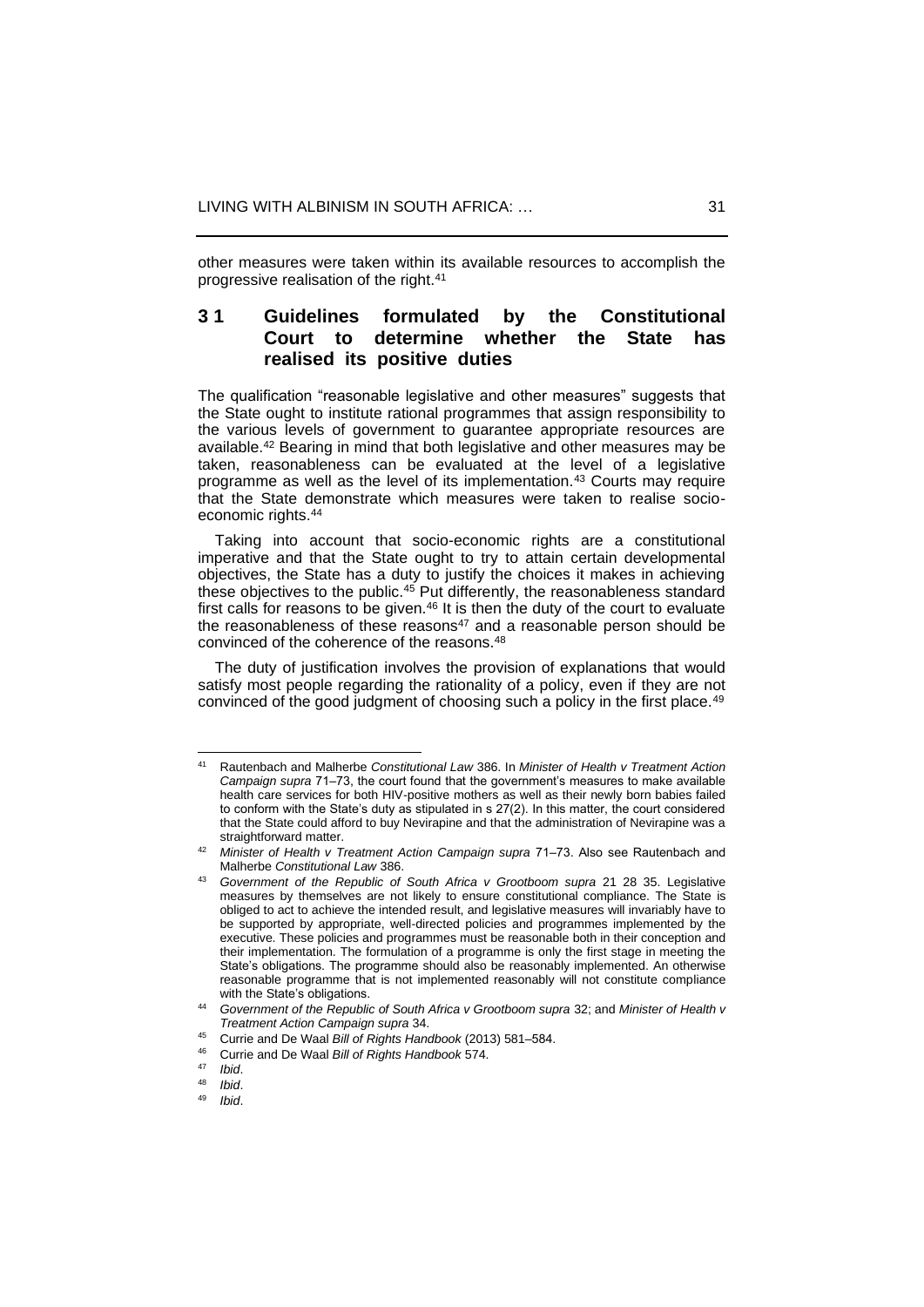other measures were taken within its available resources to accomplish the progressive realisation of the right.[41]

## 3 1 Guidelines formulated by the Constitutional Court to determine whether the State has realised its positive duties

The qualification "reasonable legislative and other measures" suggests that the State ought to institute rational programmes that assign responsibility to the various levels of government to guarantee appropriate resources are available.[42] Bearing in mind that both legislative and other measures may be taken, reasonableness can be evaluated at the level of a legislative programme as well as the level of its implementation.[43] Courts may require that the State demonstrate which measures were taken to realise socio-economic rights.[44]

Taking into account that socio-economic rights are a constitutional imperative and that the State ought to try to attain certain developmental objectives, the State has a duty to justify the choices it makes in achieving these objectives to the public.[45] Put differently, the reasonableness standard first calls for reasons to be given.[46] It is then the duty of the court to evaluate the reasonableness of these reasons[47] and a reasonable person should be convinced of the coherence of the reasons.[48]

The duty of justification involves the provision of explanations that would satisfy most people regarding the rationality of a policy, even if they are not convinced of the good judgment of choosing such a policy in the first place.[49]

---

41 Rautenbach and Malherbe *Constitutional Law* 386. In *Minister of Health v Treatment Action Campaign supra* 71–73, the court found that the government's measures to make available health care services for both HIV-positive mothers as well as their newly born babies failed to conform with the State's duty as stipulated in s 27(2). In this matter, the court considered that the State could afford to buy Nevirapine and that the administration of Nevirapine was a straightforward matter.

42 *Minister of Health v Treatment Action Campaign supra* 71–73. Also see Rautenbach and Malherbe *Constitutional Law* 386.

43 *Government of the Republic of South Africa v Grootboom supra* 21 28 35. Legislative measures by themselves are not likely to ensure constitutional compliance. The State is obliged to act to achieve the intended result, and legislative measures will invariably have to be supported by appropriate, well-directed policies and programmes implemented by the executive. These policies and programmes must be reasonable both in their conception and their implementation. The formulation of a programme is only the first stage in meeting the State's obligations. The programme should also be reasonably implemented. An otherwise reasonable programme that is not implemented reasonably will not constitute compliance with the State's obligations.

44 *Government of the Republic of South Africa v Grootboom supra* 32; and *Minister of Health v Treatment Action Campaign supra* 34.

45 Currie and De Waal *Bill of Rights Handbook* (2013) 581–584.

46 Currie and De Waal *Bill of Rights Handbook* 574.

47 *Ibid*.

48 *Ibid*.

49 *Ibid*.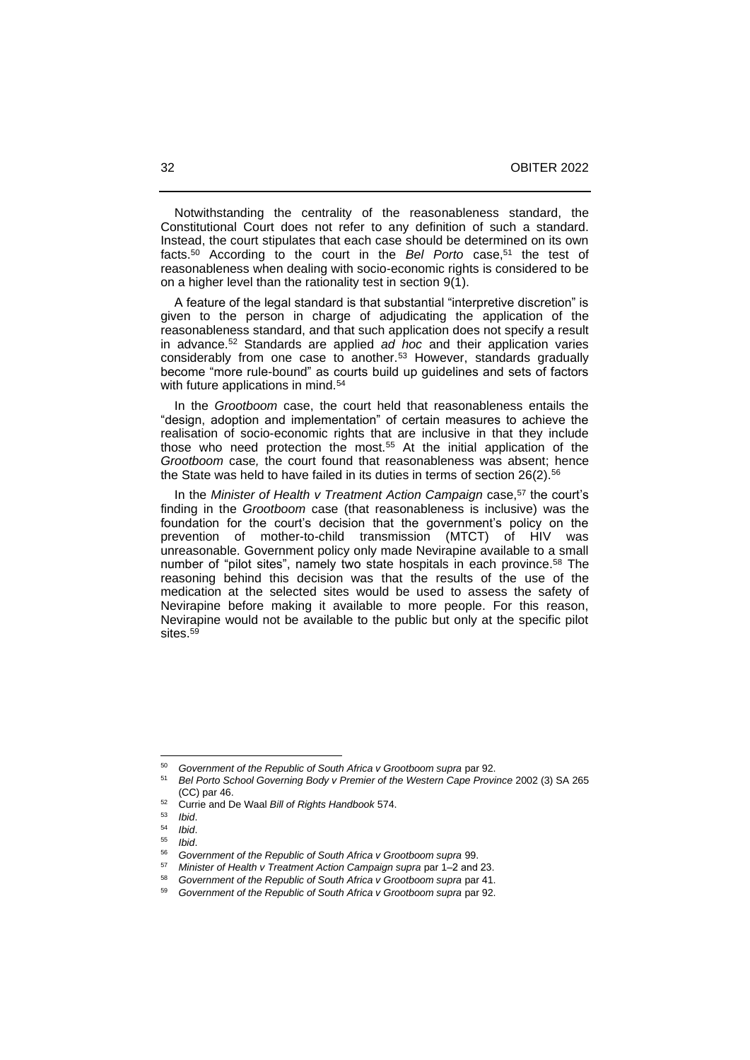Notwithstanding the centrality of the reasonableness standard, the Constitutional Court does not refer to any definition of such a standard. Instead, the court stipulates that each case should be determined on its own facts.[50] According to the court in the *Bel Porto* case,[51] the test of reasonableness when dealing with socio-economic rights is considered to be on a higher level than the rationality test in section 9(1).

A feature of the legal standard is that substantial "interpretive discretion" is given to the person in charge of adjudicating the application of the reasonableness standard, and that such application does not specify a result in advance.[52] Standards are applied *ad hoc* and their application varies considerably from one case to another.[53] However, standards gradually become "more rule-bound" as courts build up guidelines and sets of factors with future applications in mind.[54]

In the *Grootboom* case, the court held that reasonableness entails the "design, adoption and implementation" of certain measures to achieve the realisation of socio-economic rights that are inclusive in that they include those who need protection the most.[55] At the initial application of the *Grootboom* case*,* the court found that reasonableness was absent; hence the State was held to have failed in its duties in terms of section 26(2).[56]

In the *Minister of Health v Treatment Action Campaign* case,[57] the court's finding in the *Grootboom* case (that reasonableness is inclusive) was the foundation for the court's decision that the government's policy on the prevention of mother-to-child transmission (MTCT) of HIV was unreasonable. Government policy only made Nevirapine available to a small number of "pilot sites", namely two state hospitals in each province.[58] The reasoning behind this decision was that the results of the use of the medication at the selected sites would be used to assess the safety of Nevirapine before making it available to more people. For this reason, Nevirapine would not be available to the public but only at the specific pilot sites.[59]

---

[50] *Government of the Republic of South Africa v Grootboom supra* par 92.

[51] *Bel Porto School Governing Body v Premier of the Western Cape Province* 2002 (3) SA 265 (CC) par 46.

[52] Currie and De Waal *Bill of Rights Handbook* 574.

[53] *Ibid*.

[54] *Ibid*.

[55] *Ibid*.

[56] *Government of the Republic of South Africa v Grootboom supra* 99.

[57] *Minister of Health v Treatment Action Campaign supra* par 1–2 and 23.

[58] *Government of the Republic of South Africa v Grootboom supra* par 41.

[59] *Government of the Republic of South Africa v Grootboom supra* par 92.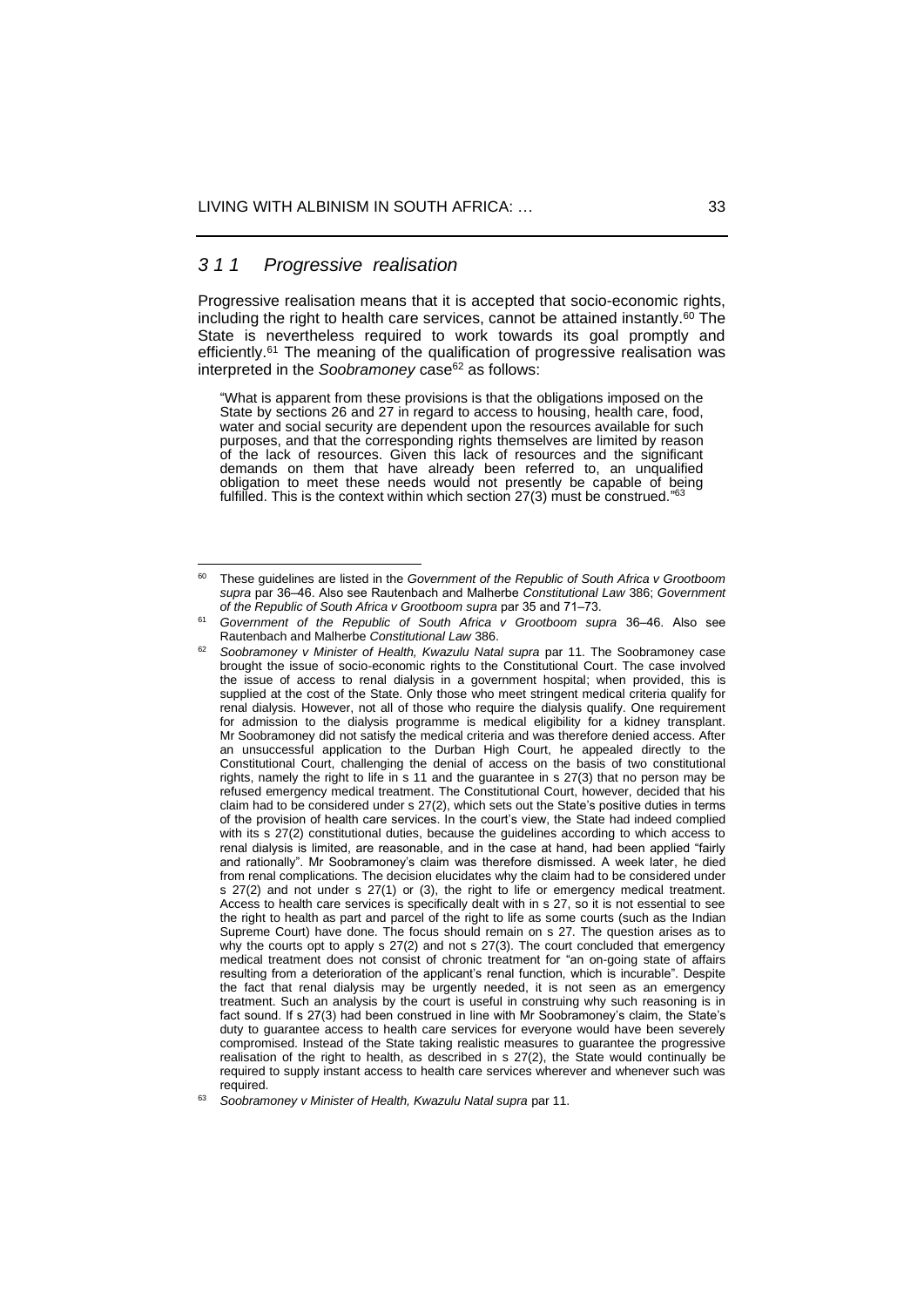### *3 1 1 Progressive realisation*

Progressive realisation means that it is accepted that socio-economic rights, including the right to health care services, cannot be attained instantly.[60] The State is nevertheless required to work towards its goal promptly and efficiently.[61] The meaning of the qualification of progressive realisation was interpreted in the *Soobramoney* case[62] as follows:

> "What is apparent from these provisions is that the obligations imposed on the State by sections 26 and 27 in regard to access to housing, health care, food, water and social security are dependent upon the resources available for such purposes, and that the corresponding rights themselves are limited by reason of the lack of resources. Given this lack of resources and the significant demands on them that have already been referred to, an unqualified obligation to meet these needs would not presently be capable of being fulfilled. This is the context within which section 27(3) must be construed."[63]

---

[60] These guidelines are listed in the *Government of the Republic of South Africa v Grootboom supra* par 36–46. Also see Rautenbach and Malherbe *Constitutional Law* 386; *Government of the Republic of South Africa v Grootboom supra* par 35 and 71–73.

[61] *Government of the Republic of South Africa v Grootboom supra* 36–46. Also see Rautenbach and Malherbe *Constitutional Law* 386.

[62] *Soobramoney v Minister of Health, Kwazulu Natal supra* par 11. The Soobramoney case brought the issue of socio-economic rights to the Constitutional Court. The case involved the issue of access to renal dialysis in a government hospital; when provided, this is supplied at the cost of the State. Only those who meet stringent medical criteria qualify for renal dialysis. However, not all of those who require the dialysis qualify. One requirement for admission to the dialysis programme is medical eligibility for a kidney transplant. Mr Soobramoney did not satisfy the medical criteria and was therefore denied access. After an unsuccessful application to the Durban High Court, he appealed directly to the Constitutional Court, challenging the denial of access on the basis of two constitutional rights, namely the right to life in s 11 and the guarantee in s 27(3) that no person may be refused emergency medical treatment. The Constitutional Court, however, decided that his claim had to be considered under s 27(2), which sets out the State's positive duties in terms of the provision of health care services. In the court's view, the State had indeed complied with its s 27(2) constitutional duties, because the guidelines according to which access to renal dialysis is limited, are reasonable, and in the case at hand, had been applied "fairly and rationally". Mr Soobramoney's claim was therefore dismissed. A week later, he died from renal complications. The decision elucidates why the claim had to be considered under s 27(2) and not under s 27(1) or (3), the right to life or emergency medical treatment. Access to health care services is specifically dealt with in s 27, so it is not essential to see the right to health as part and parcel of the right to life as some courts (such as the Indian Supreme Court) have done. The focus should remain on s 27. The question arises as to why the courts opt to apply s 27(2) and not s 27(3). The court concluded that emergency medical treatment does not consist of chronic treatment for "an on-going state of affairs resulting from a deterioration of the applicant's renal function, which is incurable". Despite the fact that renal dialysis may be urgently needed, it is not seen as an emergency treatment. Such an analysis by the court is useful in construing why such reasoning is in fact sound. If s 27(3) had been construed in line with Mr Soobramoney's claim, the State's duty to guarantee access to health care services for everyone would have been severely compromised. Instead of the State taking realistic measures to guarantee the progressive realisation of the right to health, as described in s 27(2), the State would continually be required to supply instant access to health care services wherever and whenever such was required.

[63] *Soobramoney v Minister of Health, Kwazulu Natal supra* par 11.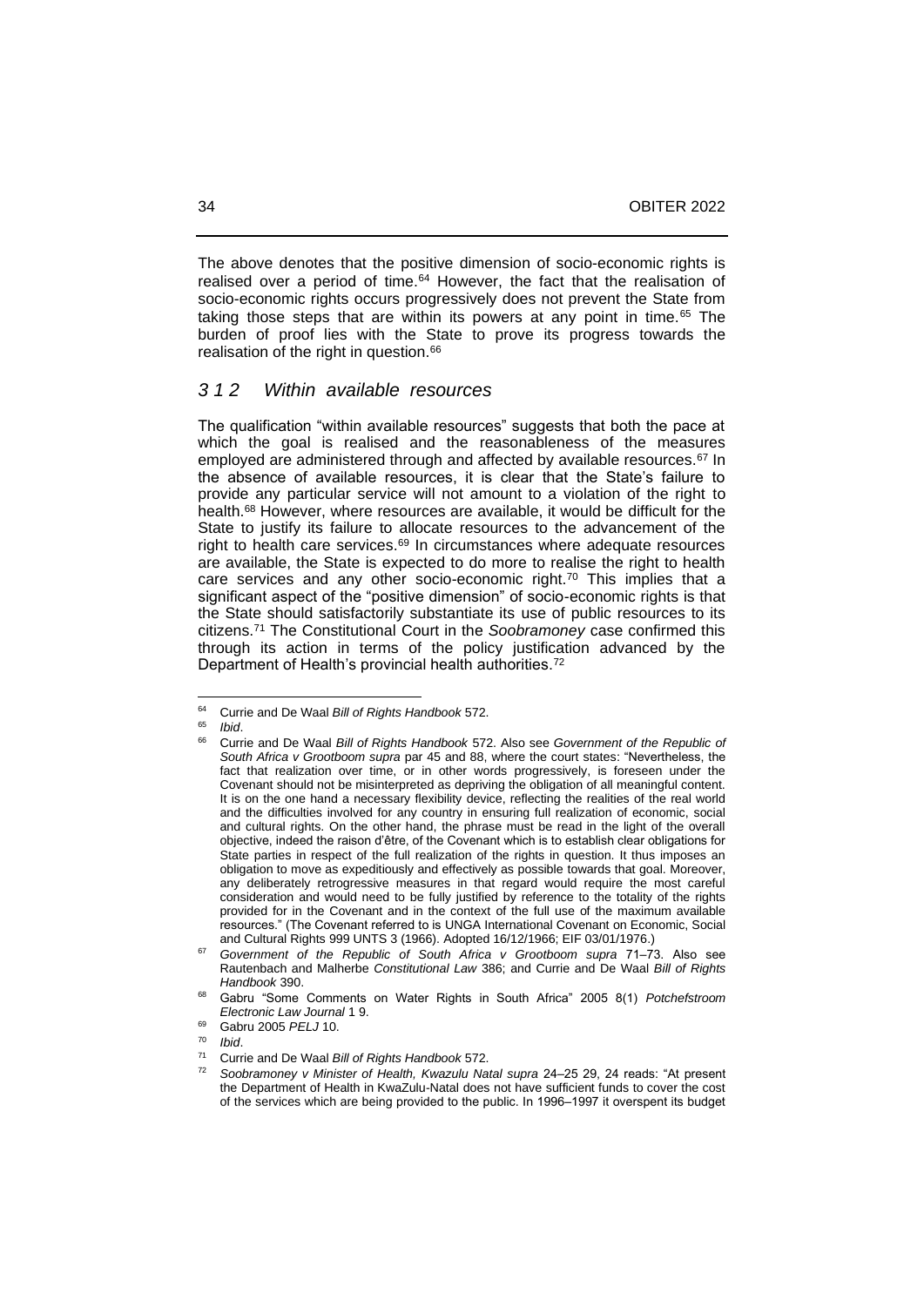The above denotes that the positive dimension of socio-economic rights is realised over a period of time.[64] However, the fact that the realisation of socio-economic rights occurs progressively does not prevent the State from taking those steps that are within its powers at any point in time.[65] The burden of proof lies with the State to prove its progress towards the realisation of the right in question.[66]

### *3 1 2 Within available resources*

The qualification "within available resources" suggests that both the pace at which the goal is realised and the reasonableness of the measures employed are administered through and affected by available resources.[67] In the absence of available resources, it is clear that the State's failure to provide any particular service will not amount to a violation of the right to health.[68] However, where resources are available, it would be difficult for the State to justify its failure to allocate resources to the advancement of the right to health care services.[69] In circumstances where adequate resources are available, the State is expected to do more to realise the right to health care services and any other socio-economic right.[70] This implies that a significant aspect of the "positive dimension" of socio-economic rights is that the State should satisfactorily substantiate its use of public resources to its citizens.[71] The Constitutional Court in the *Soobramoney* case confirmed this through its action in terms of the policy justification advanced by the Department of Health's provincial health authorities.[72]

---

[64] Currie and De Waal *Bill of Rights Handbook* 572.

[65] *Ibid*.

[66] Currie and De Waal *Bill of Rights Handbook* 572. Also see *Government of the Republic of South Africa v Grootboom supra* par 45 and 88, where the court states: "Nevertheless, the fact that realization over time, or in other words progressively, is foreseen under the Covenant should not be misinterpreted as depriving the obligation of all meaningful content. It is on the one hand a necessary flexibility device, reflecting the realities of the real world and the difficulties involved for any country in ensuring full realization of economic, social and cultural rights. On the other hand, the phrase must be read in the light of the overall objective, indeed the raison d'être, of the Covenant which is to establish clear obligations for State parties in respect of the full realization of the rights in question. It thus imposes an obligation to move as expeditiously and effectively as possible towards that goal. Moreover, any deliberately retrogressive measures in that regard would require the most careful consideration and would need to be fully justified by reference to the totality of the rights provided for in the Covenant and in the context of the full use of the maximum available resources." (The Covenant referred to is UNGA International Covenant on Economic, Social and Cultural Rights 999 UNTS 3 (1966). Adopted 16/12/1966; EIF 03/01/1976.)

[67] *Government of the Republic of South Africa v Grootboom supra* 71–73. Also see Rautenbach and Malherbe *Constitutional Law* 386; and Currie and De Waal *Bill of Rights Handbook* 390.

[68] Gabru "Some Comments on Water Rights in South Africa" 2005 8(1) *Potchefstroom Electronic Law Journal* 1 9.

[69] Gabru 2005 *PELJ* 10.

[70] *Ibid*.

[71] Currie and De Waal *Bill of Rights Handbook* 572.

[72] *Soobramoney v Minister of Health, Kwazulu Natal supra* 24–25 29, 24 reads: "At present the Department of Health in KwaZulu-Natal does not have sufficient funds to cover the cost of the services which are being provided to the public. In 1996–1997 it overspent its budget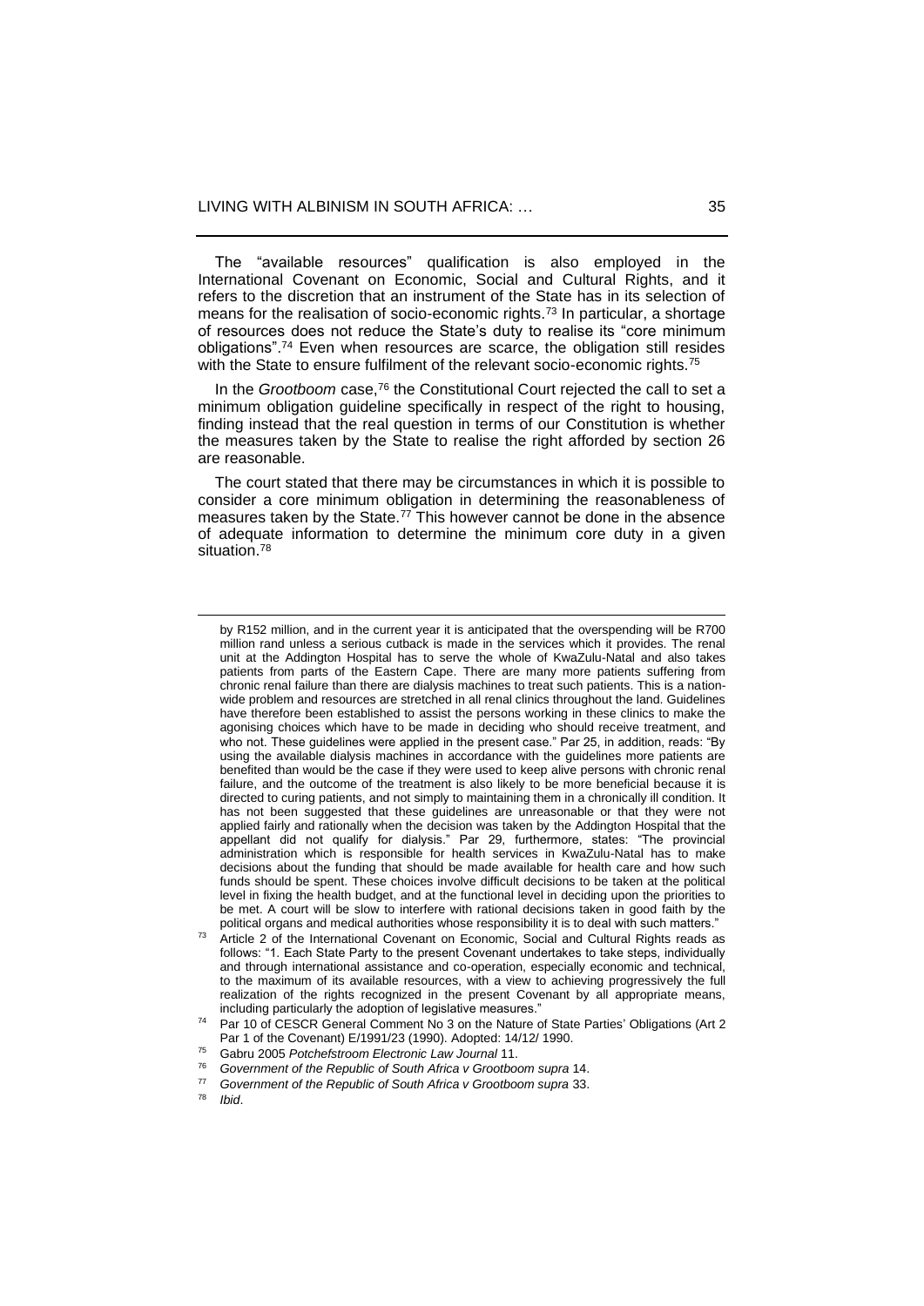The "available resources" qualification is also employed in the International Covenant on Economic, Social and Cultural Rights, and it refers to the discretion that an instrument of the State has in its selection of means for the realisation of socio-economic rights.[73] In particular, a shortage of resources does not reduce the State's duty to realise its "core minimum obligations".[74] Even when resources are scarce, the obligation still resides with the State to ensure fulfilment of the relevant socio-economic rights.[75]

In the *Grootboom* case,[76] the Constitutional Court rejected the call to set a minimum obligation guideline specifically in respect of the right to housing, finding instead that the real question in terms of our Constitution is whether the measures taken by the State to realise the right afforded by section 26 are reasonable.

The court stated that there may be circumstances in which it is possible to consider a core minimum obligation in determining the reasonableness of measures taken by the State.[77] This however cannot be done in the absence of adequate information to determine the minimum core duty in a given situation.[78]

---

by R152 million, and in the current year it is anticipated that the overspending will be R700 million rand unless a serious cutback is made in the services which it provides. The renal unit at the Addington Hospital has to serve the whole of KwaZulu-Natal and also takes patients from parts of the Eastern Cape. There are many more patients suffering from chronic renal failure than there are dialysis machines to treat such patients. This is a nation-wide problem and resources are stretched in all renal clinics throughout the land. Guidelines have therefore been established to assist the persons working in these clinics to make the agonising choices which have to be made in deciding who should receive treatment, and who not. These guidelines were applied in the present case." Par 25, in addition, reads: "By using the available dialysis machines in accordance with the guidelines more patients are benefited than would be the case if they were used to keep alive persons with chronic renal failure, and the outcome of the treatment is also likely to be more beneficial because it is directed to curing patients, and not simply to maintaining them in a chronically ill condition. It has not been suggested that these guidelines are unreasonable or that they were not applied fairly and rationally when the decision was taken by the Addington Hospital that the appellant did not qualify for dialysis." Par 29, furthermore, states: "The provincial administration which is responsible for health services in KwaZulu-Natal has to make decisions about the funding that should be made available for health care and how such funds should be spent. These choices involve difficult decisions to be taken at the political level in fixing the health budget, and at the functional level in deciding upon the priorities to be met. A court will be slow to interfere with rational decisions taken in good faith by the political organs and medical authorities whose responsibility it is to deal with such matters."

[73] Article 2 of the International Covenant on Economic, Social and Cultural Rights reads as follows: "1. Each State Party to the present Covenant undertakes to take steps, individually and through international assistance and co-operation, especially economic and technical, to the maximum of its available resources, with a view to achieving progressively the full realization of the rights recognized in the present Covenant by all appropriate means, including particularly the adoption of legislative measures."

[74] Par 10 of CESCR General Comment No 3 on the Nature of State Parties' Obligations (Art 2 Par 1 of the Covenant) E/1991/23 (1990). Adopted: 14/12/ 1990.

[75] Gabru 2005 *Potchefstroom Electronic Law Journal* 11.

[76] *Government of the Republic of South Africa v Grootboom supra* 14.

[77] *Government of the Republic of South Africa v Grootboom supra* 33.

[78] *Ibid*.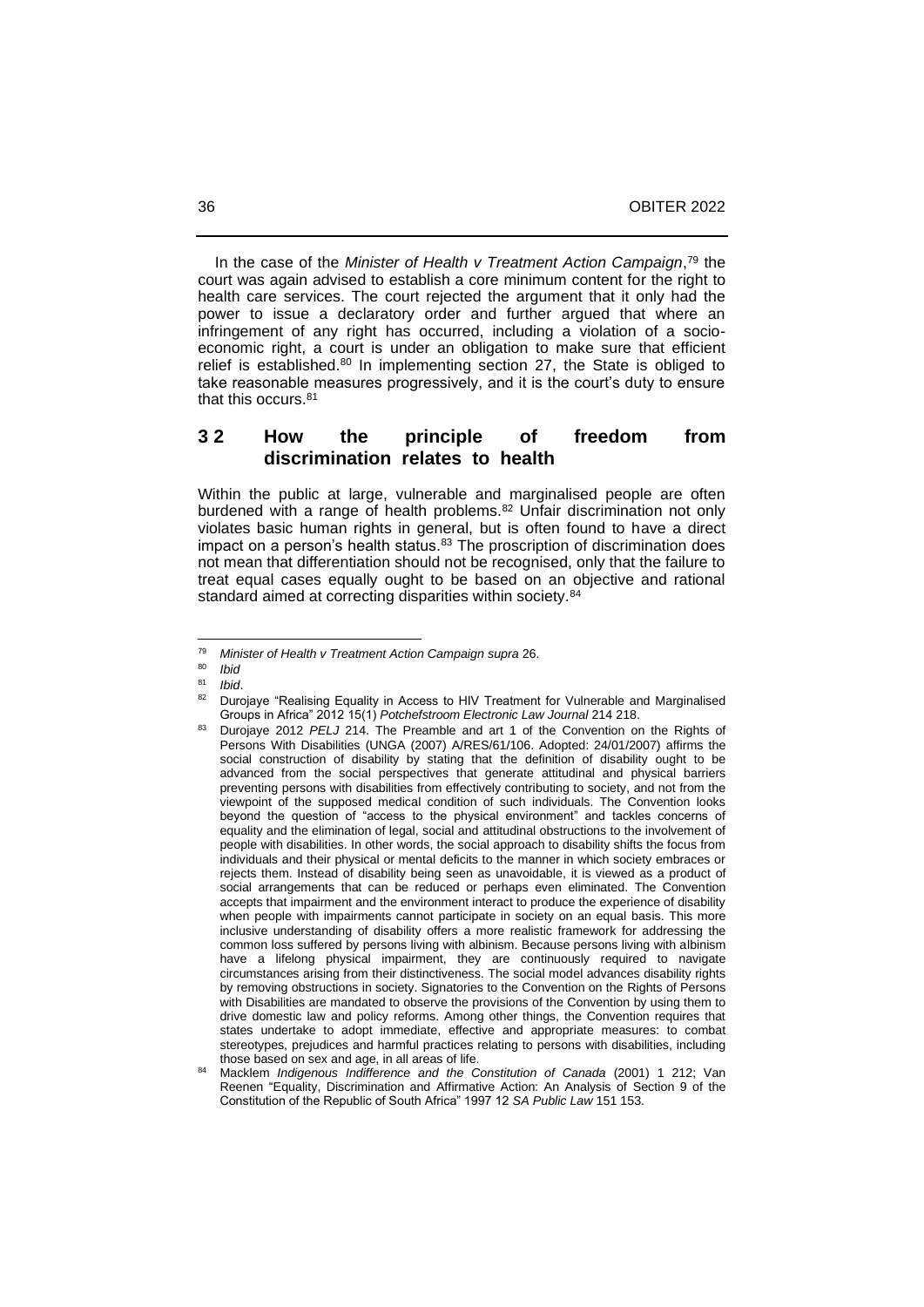In the case of the *Minister of Health v Treatment Action Campaign*,[79] the court was again advised to establish a core minimum content for the right to health care services. The court rejected the argument that it only had the power to issue a declaratory order and further argued that where an infringement of any right has occurred, including a violation of a socio-economic right, a court is under an obligation to make sure that efficient relief is established.[80] In implementing section 27, the State is obliged to take reasonable measures progressively, and it is the court's duty to ensure that this occurs.[81]

## 3 2 How the principle of freedom from discrimination relates to health

Within the public at large, vulnerable and marginalised people are often burdened with a range of health problems.[82] Unfair discrimination not only violates basic human rights in general, but is often found to have a direct impact on a person's health status.[83] The proscription of discrimination does not mean that differentiation should not be recognised, only that the failure to treat equal cases equally ought to be based on an objective and rational standard aimed at correcting disparities within society.[84]

---

[79] *Minister of Health v Treatment Action Campaign supra* 26.

[80] *Ibid*

[81] *Ibid*.

[82] Durojaye "Realising Equality in Access to HIV Treatment for Vulnerable and Marginalised Groups in Africa" 2012 15(1) *Potchefstroom Electronic Law Journal* 214 218.

[83] Durojaye 2012 *PELJ* 214. The Preamble and art 1 of the Convention on the Rights of Persons With Disabilities (UNGA (2007) A/RES/61/106. Adopted: 24/01/2007) affirms the social construction of disability by stating that the definition of disability ought to be advanced from the social perspectives that generate attitudinal and physical barriers preventing persons with disabilities from effectively contributing to society, and not from the viewpoint of the supposed medical condition of such individuals. The Convention looks beyond the question of "access to the physical environment" and tackles concerns of equality and the elimination of legal, social and attitudinal obstructions to the involvement of people with disabilities. In other words, the social approach to disability shifts the focus from individuals and their physical or mental deficits to the manner in which society embraces or rejects them. Instead of disability being seen as unavoidable, it is viewed as a product of social arrangements that can be reduced or perhaps even eliminated. The Convention accepts that impairment and the environment interact to produce the experience of disability when people with impairments cannot participate in society on an equal basis. This more inclusive understanding of disability offers a more realistic framework for addressing the common loss suffered by persons living with albinism. Because persons living with albinism have a lifelong physical impairment, they are continuously required to navigate circumstances arising from their distinctiveness. The social model advances disability rights by removing obstructions in society. Signatories to the Convention on the Rights of Persons with Disabilities are mandated to observe the provisions of the Convention by using them to drive domestic law and policy reforms. Among other things, the Convention requires that states undertake to adopt immediate, effective and appropriate measures: to combat stereotypes, prejudices and harmful practices relating to persons with disabilities, including those based on sex and age, in all areas of life.

[84] Macklem *Indigenous Indifference and the Constitution of Canada* (2001) 1 212; Van Reenen "Equality, Discrimination and Affirmative Action: An Analysis of Section 9 of the Constitution of the Republic of South Africa" 1997 12 *SA Public Law* 151 153.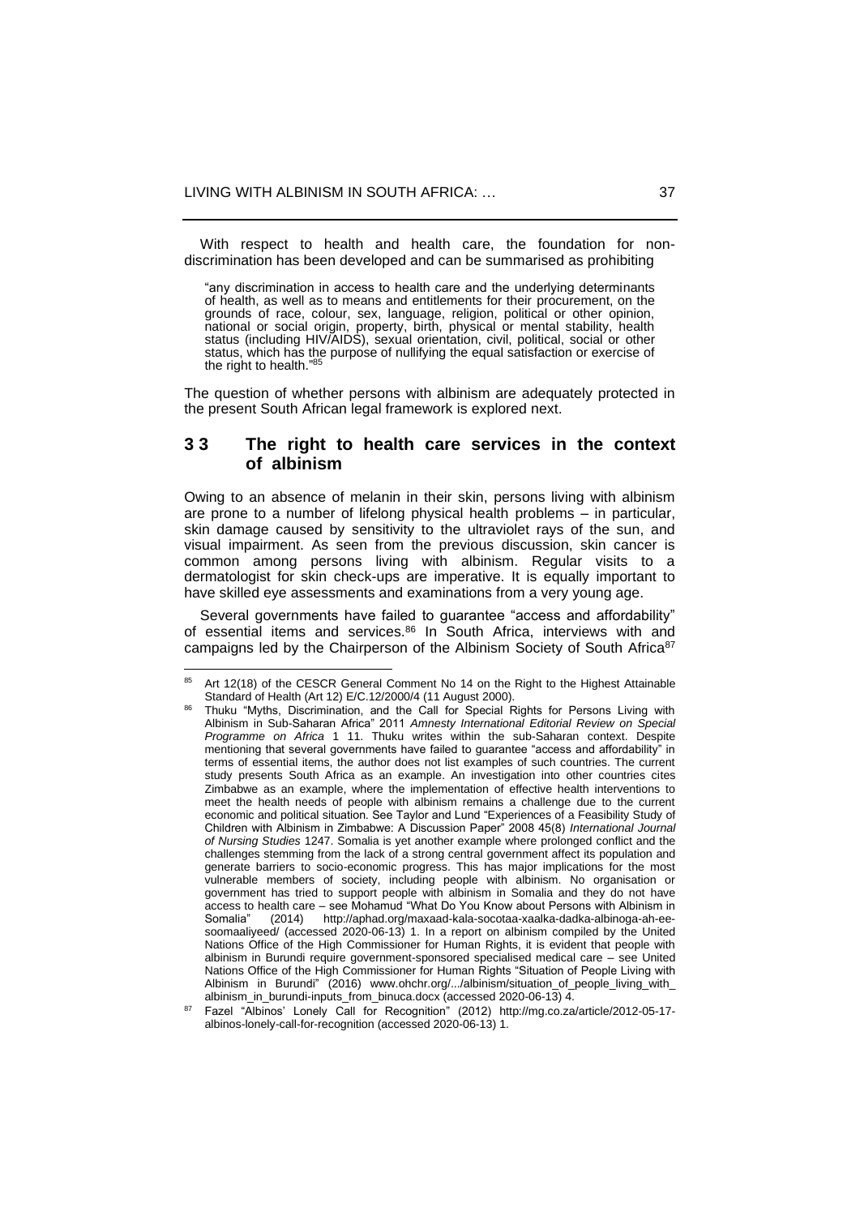With respect to health and health care, the foundation for non-discrimination has been developed and can be summarised as prohibiting

> "any discrimination in access to health care and the underlying determinants of health, as well as to means and entitlements for their procurement, on the grounds of race, colour, sex, language, religion, political or other opinion, national or social origin, property, birth, physical or mental stability, health status (including HIV/AIDS), sexual orientation, civil, political, social or other status, which has the purpose of nullifying the equal satisfaction or exercise of the right to health."[85]

The question of whether persons with albinism are adequately protected in the present South African legal framework is explored next.

## 3 3 The right to health care services in the context of albinism

Owing to an absence of melanin in their skin, persons living with albinism are prone to a number of lifelong physical health problems – in particular, skin damage caused by sensitivity to the ultraviolet rays of the sun, and visual impairment. As seen from the previous discussion, skin cancer is common among persons living with albinism. Regular visits to a dermatologist for skin check-ups are imperative. It is equally important to have skilled eye assessments and examinations from a very young age.

Several governments have failed to guarantee "access and affordability" of essential items and services.[86] In South Africa, interviews with and campaigns led by the Chairperson of the Albinism Society of South Africa[87]

---

[85] Art 12(18) of the CESCR General Comment No 14 on the Right to the Highest Attainable Standard of Health (Art 12) E/C.12/2000/4 (11 August 2000).

[86] Thuku "Myths, Discrimination, and the Call for Special Rights for Persons Living with Albinism in Sub-Saharan Africa" 2011 *Amnesty International Editorial Review on Special Programme on Africa* 1 11. Thuku writes within the sub-Saharan context. Despite mentioning that several governments have failed to guarantee "access and affordability" in terms of essential items, the author does not list examples of such countries. The current study presents South Africa as an example. An investigation into other countries cites Zimbabwe as an example, where the implementation of effective health interventions to meet the health needs of people with albinism remains a challenge due to the current economic and political situation. See Taylor and Lund "Experiences of a Feasibility Study of Children with Albinism in Zimbabwe: A Discussion Paper" 2008 45(8) *International Journal of Nursing Studies* 1247. Somalia is yet another example where prolonged conflict and the challenges stemming from the lack of a strong central government affect its population and generate barriers to socio-economic progress. This has major implications for the most vulnerable members of society, including people with albinism. No organisation or government has tried to support people with albinism in Somalia and they do not have access to health care – see Mohamud "What Do You Know about Persons with Albinism in Somalia" (2014) http://aphad.org/maxaad-kala-socotaa-xaalka-dadka-albinoga-ah-ee-soomaaliyeed/ (accessed 2020-06-13) 1. In a report on albinism compiled by the United Nations Office of the High Commissioner for Human Rights, it is evident that people with albinism in Burundi require government-sponsored specialised medical care – see United Nations Office of the High Commissioner for Human Rights "Situation of People Living with Albinism in Burundi" (2016) www.ohchr.org/.../albinism/situation_of_people_living_with_albinism_in_burundi-inputs_from_binuca.docx (accessed 2020-06-13) 4.

[87] Fazel "Albinos' Lonely Call for Recognition" (2012) http://mg.co.za/article/2012-05-17-albinos-lonely-call-for-recognition (accessed 2020-06-13) 1.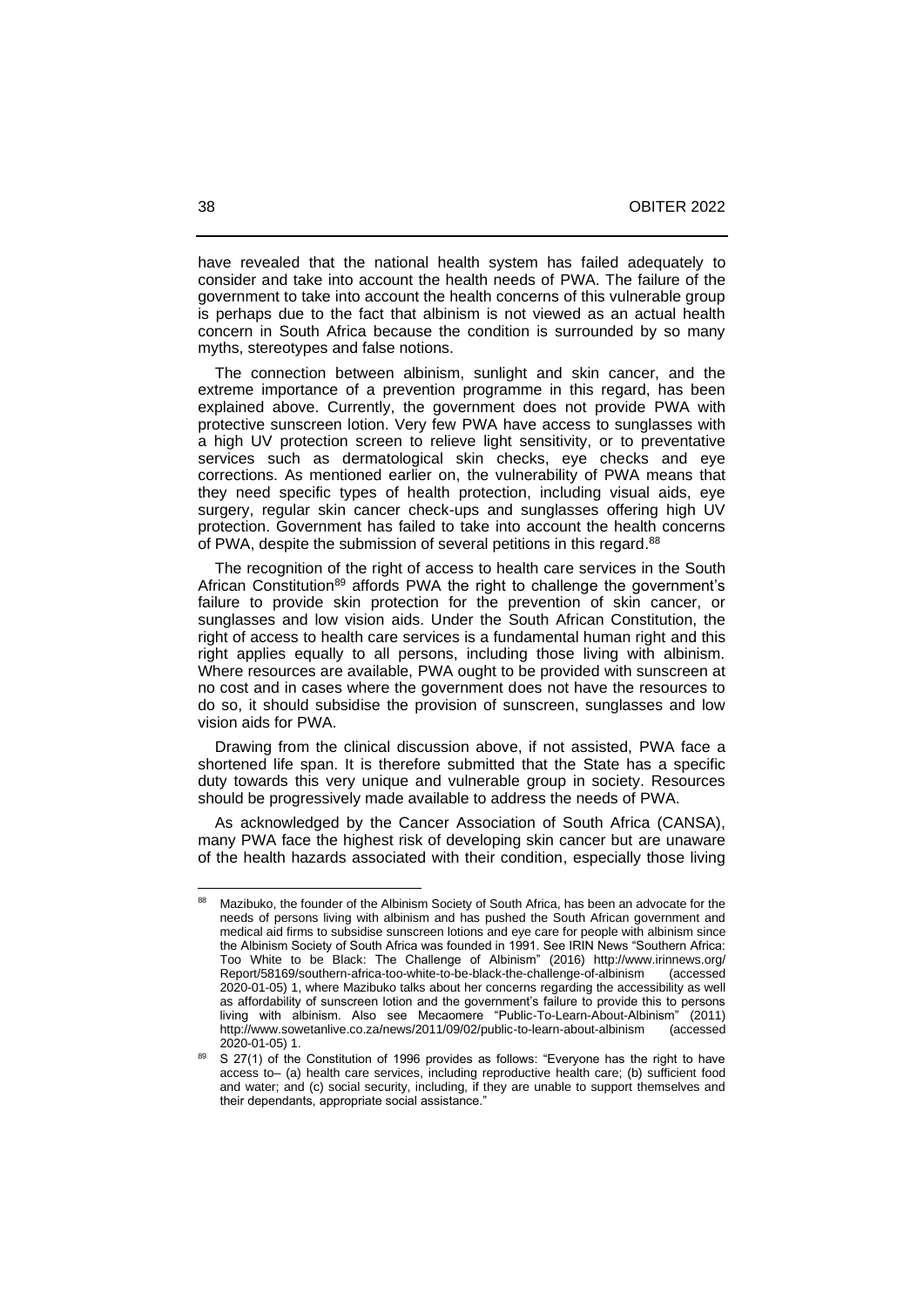have revealed that the national health system has failed adequately to consider and take into account the health needs of PWA. The failure of the government to take into account the health concerns of this vulnerable group is perhaps due to the fact that albinism is not viewed as an actual health concern in South Africa because the condition is surrounded by so many myths, stereotypes and false notions.

The connection between albinism, sunlight and skin cancer, and the extreme importance of a prevention programme in this regard, has been explained above. Currently, the government does not provide PWA with protective sunscreen lotion. Very few PWA have access to sunglasses with a high UV protection screen to relieve light sensitivity, or to preventative services such as dermatological skin checks, eye checks and eye corrections. As mentioned earlier on, the vulnerability of PWA means that they need specific types of health protection, including visual aids, eye surgery, regular skin cancer check-ups and sunglasses offering high UV protection. Government has failed to take into account the health concerns of PWA, despite the submission of several petitions in this regard.[88]

The recognition of the right of access to health care services in the South African Constitution[89] affords PWA the right to challenge the government's failure to provide skin protection for the prevention of skin cancer, or sunglasses and low vision aids. Under the South African Constitution, the right of access to health care services is a fundamental human right and this right applies equally to all persons, including those living with albinism. Where resources are available, PWA ought to be provided with sunscreen at no cost and in cases where the government does not have the resources to do so, it should subsidise the provision of sunscreen, sunglasses and low vision aids for PWA.

Drawing from the clinical discussion above, if not assisted, PWA face a shortened life span. It is therefore submitted that the State has a specific duty towards this very unique and vulnerable group in society. Resources should be progressively made available to address the needs of PWA.

As acknowledged by the Cancer Association of South Africa (CANSA), many PWA face the highest risk of developing skin cancer but are unaware of the health hazards associated with their condition, especially those living

---

[88] Mazibuko, the founder of the Albinism Society of South Africa, has been an advocate for the needs of persons living with albinism and has pushed the South African government and medical aid firms to subsidise sunscreen lotions and eye care for people with albinism since the Albinism Society of South Africa was founded in 1991. See IRIN News "Southern Africa: Too White to be Black: The Challenge of Albinism" (2016) http://www.irinnews.org/Report/58169/southern-africa-too-white-to-be-black-the-challenge-of-albinism (accessed 2020-01-05) 1, where Mazibuko talks about her concerns regarding the accessibility as well as affordability of sunscreen lotion and the government's failure to provide this to persons living with albinism. Also see Mecaomere "Public-To-Learn-About-Albinism" (2011) http://www.sowetanlive.co.za/news/2011/09/02/public-to-learn-about-albinism (accessed 2020-01-05) 1.

[89] S 27(1) of the Constitution of 1996 provides as follows: "Everyone has the right to have access to– (a) health care services, including reproductive health care; (b) sufficient food and water; and (c) social security, including, if they are unable to support themselves and their dependants, appropriate social assistance."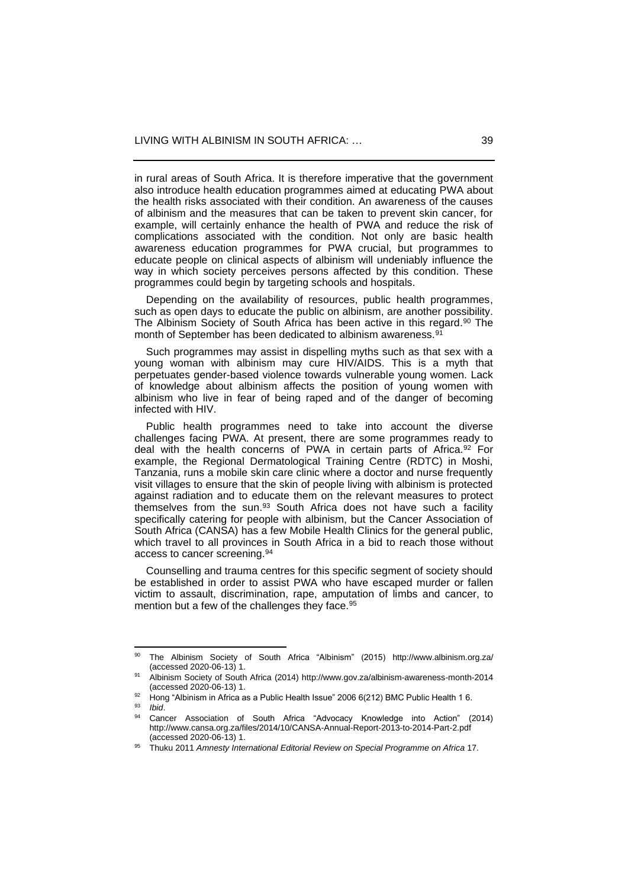in rural areas of South Africa. It is therefore imperative that the government also introduce health education programmes aimed at educating PWA about the health risks associated with their condition. An awareness of the causes of albinism and the measures that can be taken to prevent skin cancer, for example, will certainly enhance the health of PWA and reduce the risk of complications associated with the condition. Not only are basic health awareness education programmes for PWA crucial, but programmes to educate people on clinical aspects of albinism will undeniably influence the way in which society perceives persons affected by this condition. These programmes could begin by targeting schools and hospitals.

Depending on the availability of resources, public health programmes, such as open days to educate the public on albinism, are another possibility. The Albinism Society of South Africa has been active in this regard.[90] The month of September has been dedicated to albinism awareness.[91]

Such programmes may assist in dispelling myths such as that sex with a young woman with albinism may cure HIV/AIDS. This is a myth that perpetuates gender-based violence towards vulnerable young women. Lack of knowledge about albinism affects the position of young women with albinism who live in fear of being raped and of the danger of becoming infected with HIV.

Public health programmes need to take into account the diverse challenges facing PWA. At present, there are some programmes ready to deal with the health concerns of PWA in certain parts of Africa.[92] For example, the Regional Dermatological Training Centre (RDTC) in Moshi, Tanzania, runs a mobile skin care clinic where a doctor and nurse frequently visit villages to ensure that the skin of people living with albinism is protected against radiation and to educate them on the relevant measures to protect themselves from the sun.[93] South Africa does not have such a facility specifically catering for people with albinism, but the Cancer Association of South Africa (CANSA) has a few Mobile Health Clinics for the general public, which travel to all provinces in South Africa in a bid to reach those without access to cancer screening.[94]

Counselling and trauma centres for this specific segment of society should be established in order to assist PWA who have escaped murder or fallen victim to assault, discrimination, rape, amputation of limbs and cancer, to mention but a few of the challenges they face.[95]

---

[90] The Albinism Society of South Africa "Albinism" (2015) http://www.albinism.org.za/ (accessed 2020-06-13) 1.

[91] Albinism Society of South Africa (2014) http://www.gov.za/albinism-awareness-month-2014 (accessed 2020-06-13) 1.

[92] Hong "Albinism in Africa as a Public Health Issue" 2006 6(212) BMC Public Health 1 6.

[93] *Ibid*.

[94] Cancer Association of South Africa "Advocacy Knowledge into Action" (2014) http://www.cansa.org.za/files/2014/10/CANSA-Annual-Report-2013-to-2014-Part-2.pdf (accessed 2020-06-13) 1.

[95] Thuku 2011 *Amnesty International Editorial Review on Special Programme on Africa* 17.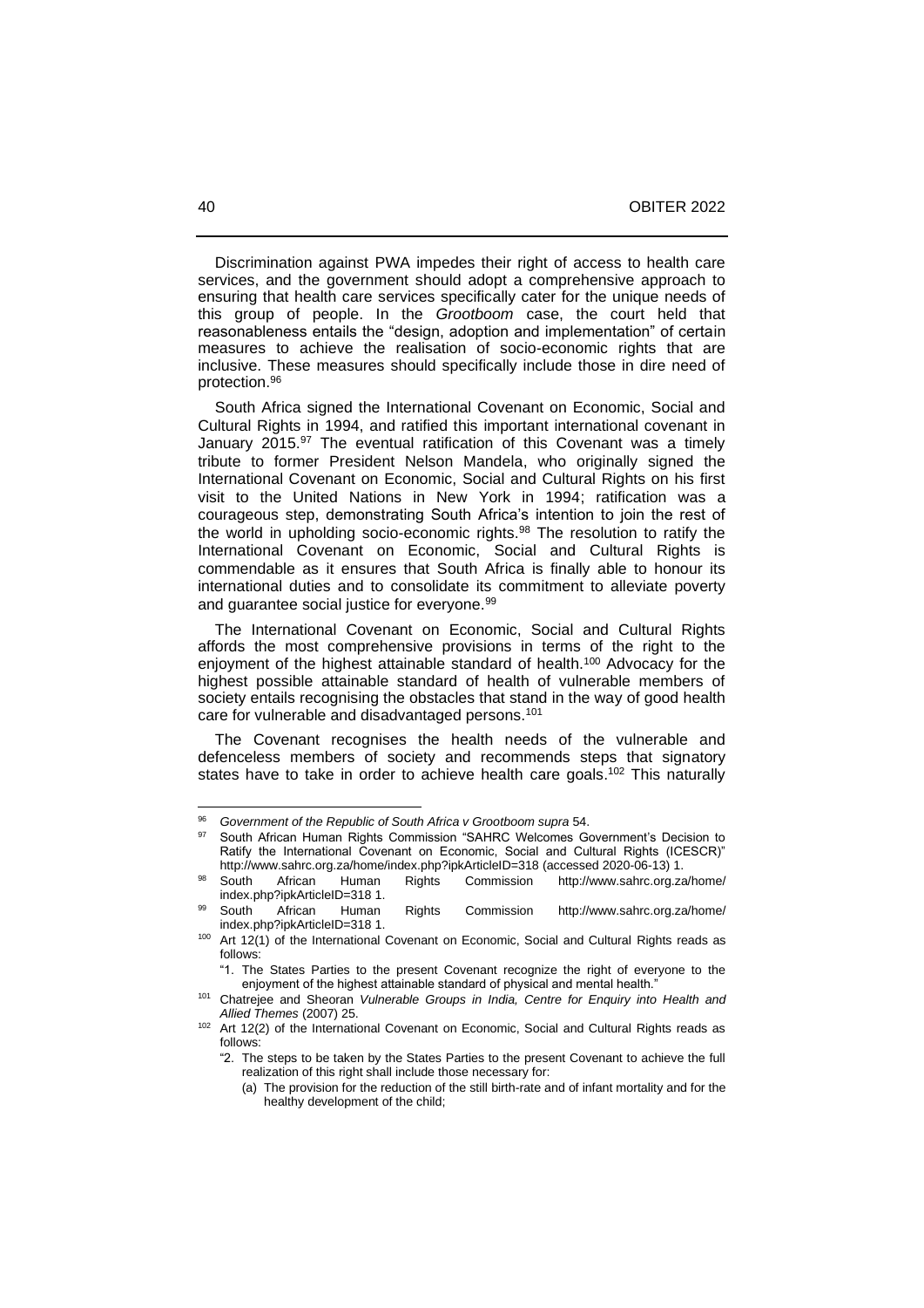Discrimination against PWA impedes their right of access to health care services, and the government should adopt a comprehensive approach to ensuring that health care services specifically cater for the unique needs of this group of people. In the *Grootboom* case, the court held that reasonableness entails the "design, adoption and implementation" of certain measures to achieve the realisation of socio-economic rights that are inclusive. These measures should specifically include those in dire need of protection.[96]

South Africa signed the International Covenant on Economic, Social and Cultural Rights in 1994, and ratified this important international covenant in January 2015.[97] The eventual ratification of this Covenant was a timely tribute to former President Nelson Mandela, who originally signed the International Covenant on Economic, Social and Cultural Rights on his first visit to the United Nations in New York in 1994; ratification was a courageous step, demonstrating South Africa's intention to join the rest of the world in upholding socio-economic rights.[98] The resolution to ratify the International Covenant on Economic, Social and Cultural Rights is commendable as it ensures that South Africa is finally able to honour its international duties and to consolidate its commitment to alleviate poverty and guarantee social justice for everyone.[99]

The International Covenant on Economic, Social and Cultural Rights affords the most comprehensive provisions in terms of the right to the enjoyment of the highest attainable standard of health.[100] Advocacy for the highest possible attainable standard of health of vulnerable members of society entails recognising the obstacles that stand in the way of good health care for vulnerable and disadvantaged persons.[101]

The Covenant recognises the health needs of the vulnerable and defenceless members of society and recommends steps that signatory states have to take in order to achieve health care goals.[102] This naturally

---

[96] *Government of the Republic of South Africa v Grootboom supra* 54.

[97] South African Human Rights Commission "SAHRC Welcomes Government's Decision to Ratify the International Covenant on Economic, Social and Cultural Rights (ICESCR)" http://www.sahrc.org.za/home/index.php?ipkArticleID=318 (accessed 2020-06-13) 1.

[98] South African Human Rights Commission http://www.sahrc.org.za/home/index.php?ipkArticleID=318 1.

[99] South African Human Rights Commission http://www.sahrc.org.za/home/index.php?ipkArticleID=318 1.

[100] Art 12(1) of the International Covenant on Economic, Social and Cultural Rights reads as follows:

"1. The States Parties to the present Covenant recognize the right of everyone to the enjoyment of the highest attainable standard of physical and mental health."

[101] Chatrejee and Sheoran *Vulnerable Groups in India, Centre for Enquiry into Health and Allied Themes* (2007) 25.

[102] Art 12(2) of the International Covenant on Economic, Social and Cultural Rights reads as follows:

"2. The steps to be taken by the States Parties to the present Covenant to achieve the full realization of this right shall include those necessary for:

(a) The provision for the reduction of the still birth-rate and of infant mortality and for the healthy development of the child;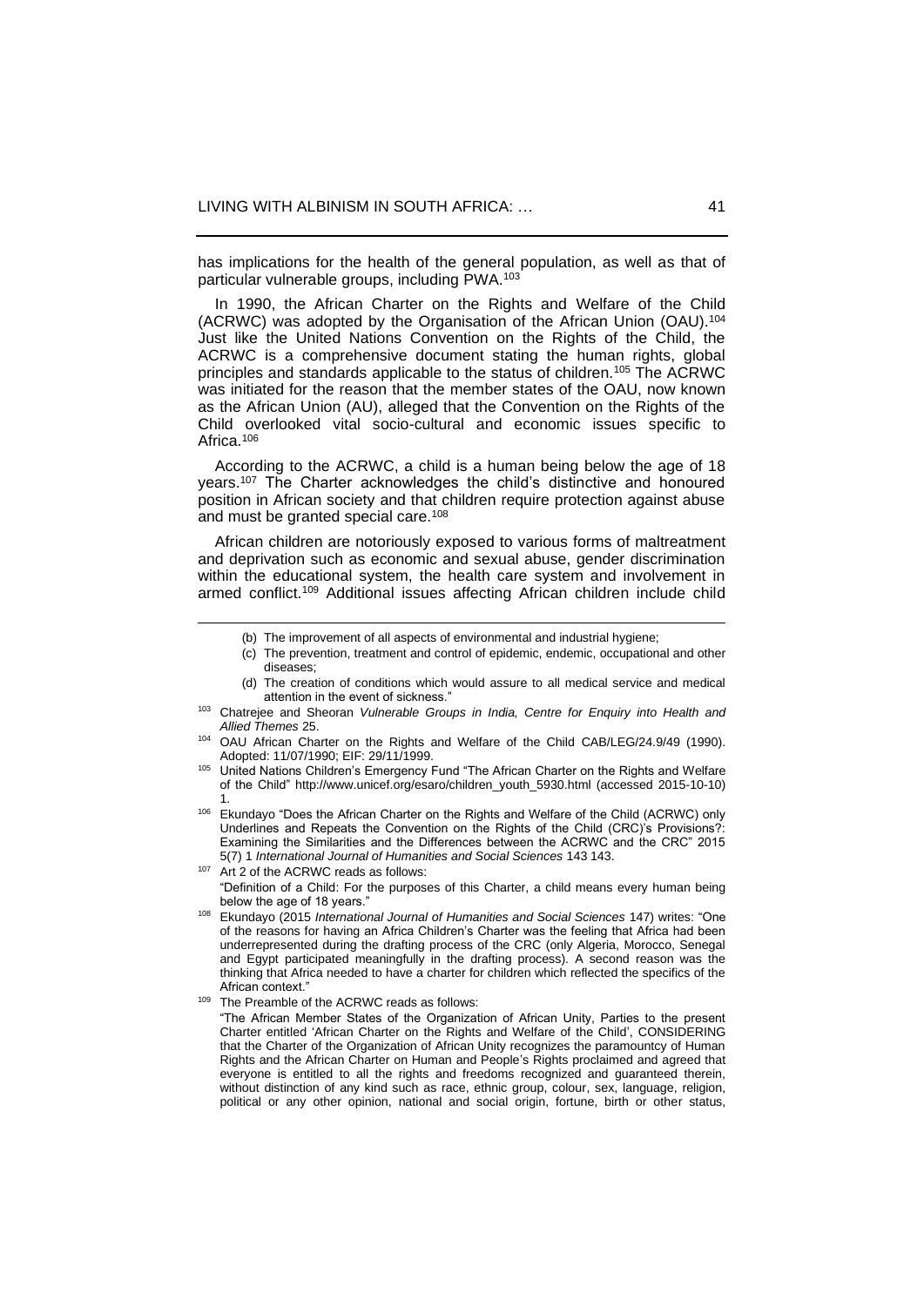has implications for the health of the general population, as well as that of particular vulnerable groups, including PWA.[103]

In 1990, the African Charter on the Rights and Welfare of the Child (ACRWC) was adopted by the Organisation of the African Union (OAU).[104] Just like the United Nations Convention on the Rights of the Child, the ACRWC is a comprehensive document stating the human rights, global principles and standards applicable to the status of children.[105] The ACRWC was initiated for the reason that the member states of the OAU, now known as the African Union (AU), alleged that the Convention on the Rights of the Child overlooked vital socio-cultural and economic issues specific to Africa.[106]

According to the ACRWC, a child is a human being below the age of 18 years.[107] The Charter acknowledges the child's distinctive and honoured position in African society and that children require protection against abuse and must be granted special care.[108]

African children are notoriously exposed to various forms of maltreatment and deprivation such as economic and sexual abuse, gender discrimination within the educational system, the health care system and involvement in armed conflict.[109] Additional issues affecting African children include child

---

(b) The improvement of all aspects of environmental and industrial hygiene;

(c) The prevention, treatment and control of epidemic, endemic, occupational and other diseases;

(d) The creation of conditions which would assure to all medical service and medical attention in the event of sickness."

[103] Chatrejee and Sheoran *Vulnerable Groups in India, Centre for Enquiry into Health and Allied Themes* 25.

[104] OAU African Charter on the Rights and Welfare of the Child CAB/LEG/24.9/49 (1990). Adopted: 11/07/1990; EIF: 29/11/1999.

[105] United Nations Children's Emergency Fund "The African Charter on the Rights and Welfare of the Child" http://www.unicef.org/esaro/children_youth_5930.html (accessed 2015-10-10) 1.

[106] Ekundayo "Does the African Charter on the Rights and Welfare of the Child (ACRWC) only Underlines and Repeats the Convention on the Rights of the Child (CRC)'s Provisions?: Examining the Similarities and the Differences between the ACRWC and the CRC" 2015 5(7) 1 *International Journal of Humanities and Social Sciences* 143 143.

[107] Art 2 of the ACRWC reads as follows:
"Definition of a Child: For the purposes of this Charter, a child means every human being below the age of 18 years."

[108] Ekundayo (2015 *International Journal of Humanities and Social Sciences* 147) writes: "One of the reasons for having an Africa Children's Charter was the feeling that Africa had been underrepresented during the drafting process of the CRC (only Algeria, Morocco, Senegal and Egypt participated meaningfully in the drafting process). A second reason was the thinking that Africa needed to have a charter for children which reflected the specifics of the African context."

[109] The Preamble of the ACRWC reads as follows:
"The African Member States of the Organization of African Unity, Parties to the present Charter entitled 'African Charter on the Rights and Welfare of the Child', CONSIDERING that the Charter of the Organization of African Unity recognizes the paramountcy of Human Rights and the African Charter on Human and People's Rights proclaimed and agreed that everyone is entitled to all the rights and freedoms recognized and guaranteed therein, without distinction of any kind such as race, ethnic group, colour, sex, language, religion, political or any other opinion, national and social origin, fortune, birth or other status,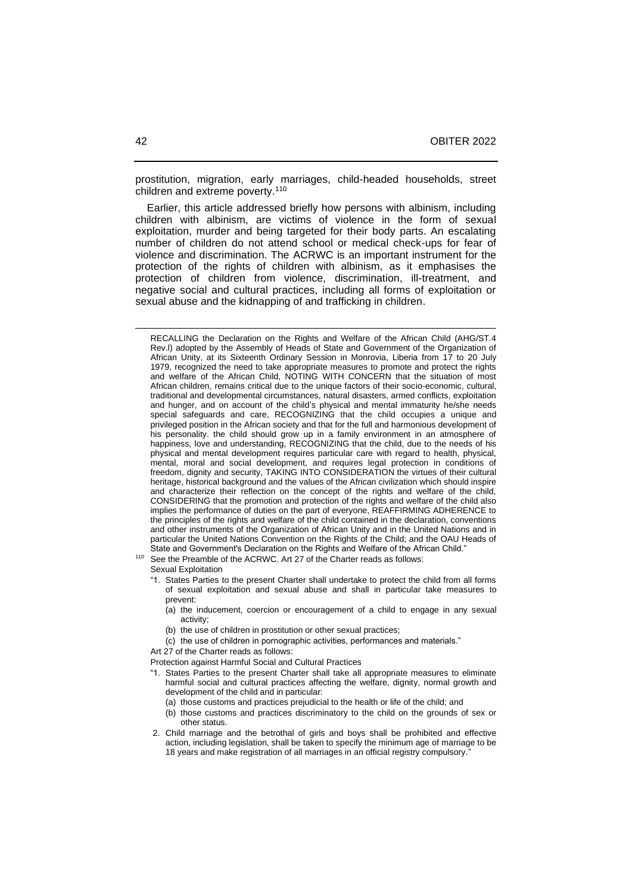prostitution, migration, early marriages, child-headed households, street children and extreme poverty.[110]

Earlier, this article addressed briefly how persons with albinism, including children with albinism, are victims of violence in the form of sexual exploitation, murder and being targeted for their body parts. An escalating number of children do not attend school or medical check-ups for fear of violence and discrimination. The ACRWC is an important instrument for the protection of the rights of children with albinism, as it emphasises the protection of children from violence, discrimination, ill-treatment, and negative social and cultural practices, including all forms of exploitation or sexual abuse and the kidnapping of and trafficking in children.

---

RECALLING the Declaration on the Rights and Welfare of the African Child (AHG/ST.4 Rev.l) adopted by the Assembly of Heads of State and Government of the Organization of African Unity, at its Sixteenth Ordinary Session in Monrovia, Liberia from 17 to 20 July 1979, recognized the need to take appropriate measures to promote and protect the rights and welfare of the African Child, NOTING WITH CONCERN that the situation of most African children, remains critical due to the unique factors of their socio-economic, cultural, traditional and developmental circumstances, natural disasters, armed conflicts, exploitation and hunger, and on account of the child's physical and mental immaturity he/she needs special safeguards and care, RECOGNIZING that the child occupies a unique and privileged position in the African society and that for the full and harmonious development of his personality. the child should grow up in a family environment in an atmosphere of happiness, love and understanding, RECOGNIZING that the child, due to the needs of his physical and mental development requires particular care with regard to health, physical, mental, moral and social development, and requires legal protection in conditions of freedom, dignity and security, TAKING INTO CONSIDERATION the virtues of their cultural heritage, historical background and the values of the African civilization which should inspire and characterize their reflection on the concept of the rights and welfare of the child, CONSIDERING that the promotion and protection of the rights and welfare of the child also implies the performance of duties on the part of everyone, REAFFIRMING ADHERENCE to the principles of the rights and welfare of the child contained in the declaration, conventions and other instruments of the Organization of African Unity and in the United Nations and in particular the United Nations Convention on the Rights of the Child; and the OAU Heads of State and Government's Declaration on the Rights and Welfare of the African Child."

[110] See the Preamble of the ACRWC. Art 27 of the Charter reads as follows:

Sexual Exploitation

"1. States Parties to the present Charter shall undertake to protect the child from all forms of sexual exploitation and sexual abuse and shall in particular take measures to prevent:

(a) the inducement, coercion or encouragement of a child to engage in any sexual activity;

(b) the use of children in prostitution or other sexual practices;

(c) the use of children in pornographic activities, performances and materials."

Art 27 of the Charter reads as follows:

Protection against Harmful Social and Cultural Practices

"1. States Parties to the present Charter shall take all appropriate measures to eliminate harmful social and cultural practices affecting the welfare, dignity, normal growth and development of the child and in particular:

(a) those customs and practices prejudicial to the health or life of the child; and

(b) those customs and practices discriminatory to the child on the grounds of sex or other status.

2. Child marriage and the betrothal of girls and boys shall be prohibited and effective action, including legislation, shall be taken to specify the minimum age of marriage to be 18 years and make registration of all marriages in an official registry compulsory."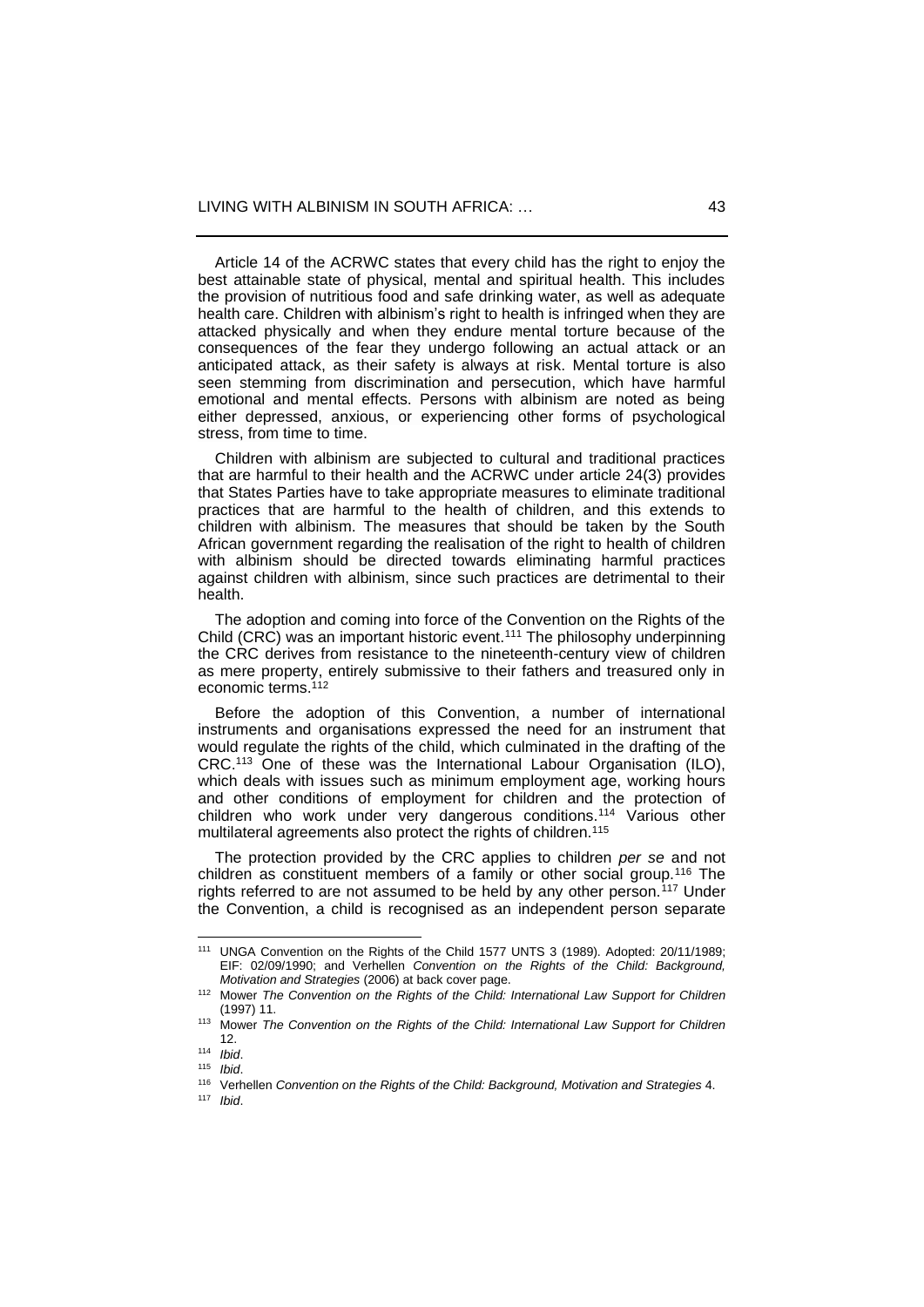Article 14 of the ACRWC states that every child has the right to enjoy the best attainable state of physical, mental and spiritual health. This includes the provision of nutritious food and safe drinking water, as well as adequate health care. Children with albinism's right to health is infringed when they are attacked physically and when they endure mental torture because of the consequences of the fear they undergo following an actual attack or an anticipated attack, as their safety is always at risk. Mental torture is also seen stemming from discrimination and persecution, which have harmful emotional and mental effects. Persons with albinism are noted as being either depressed, anxious, or experiencing other forms of psychological stress, from time to time.

Children with albinism are subjected to cultural and traditional practices that are harmful to their health and the ACRWC under article 24(3) provides that States Parties have to take appropriate measures to eliminate traditional practices that are harmful to the health of children, and this extends to children with albinism. The measures that should be taken by the South African government regarding the realisation of the right to health of children with albinism should be directed towards eliminating harmful practices against children with albinism, since such practices are detrimental to their health.

The adoption and coming into force of the Convention on the Rights of the Child (CRC) was an important historic event.[111] The philosophy underpinning the CRC derives from resistance to the nineteenth-century view of children as mere property, entirely submissive to their fathers and treasured only in economic terms.[112]

Before the adoption of this Convention, a number of international instruments and organisations expressed the need for an instrument that would regulate the rights of the child, which culminated in the drafting of the CRC.[113] One of these was the International Labour Organisation (ILO), which deals with issues such as minimum employment age, working hours and other conditions of employment for children and the protection of children who work under very dangerous conditions.[114] Various other multilateral agreements also protect the rights of children.[115]

The protection provided by the CRC applies to children *per se* and not children as constituent members of a family or other social group.[116] The rights referred to are not assumed to be held by any other person.[117] Under the Convention, a child is recognised as an independent person separate

---

[111] UNGA Convention on the Rights of the Child 1577 UNTS 3 (1989). Adopted: 20/11/1989; EIF: 02/09/1990; and Verhellen *Convention on the Rights of the Child: Background, Motivation and Strategies* (2006) at back cover page.

[112] Mower *The Convention on the Rights of the Child: International Law Support for Children* (1997) 11.

[113] Mower *The Convention on the Rights of the Child: International Law Support for Children* 12.

[114] *Ibid*.

[115] *Ibid*.

[116] Verhellen *Convention on the Rights of the Child: Background, Motivation and Strategies* 4.

[117] *Ibid*.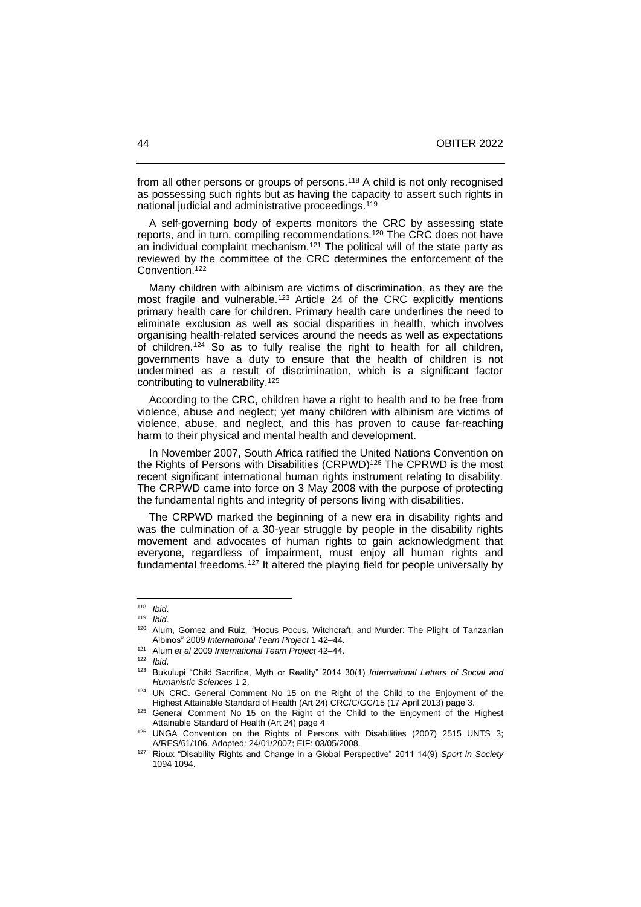from all other persons or groups of persons.[118] A child is not only recognised as possessing such rights but as having the capacity to assert such rights in national judicial and administrative proceedings.[119]

A self-governing body of experts monitors the CRC by assessing state reports, and in turn, compiling recommendations.[120] The CRC does not have an individual complaint mechanism.[121] The political will of the state party as reviewed by the committee of the CRC determines the enforcement of the Convention.[122]

Many children with albinism are victims of discrimination, as they are the most fragile and vulnerable.[123] Article 24 of the CRC explicitly mentions primary health care for children. Primary health care underlines the need to eliminate exclusion as well as social disparities in health, which involves organising health-related services around the needs as well as expectations of children.[124] So as to fully realise the right to health for all children, governments have a duty to ensure that the health of children is not undermined as a result of discrimination, which is a significant factor contributing to vulnerability.[125]

According to the CRC, children have a right to health and to be free from violence, abuse and neglect; yet many children with albinism are victims of violence, abuse, and neglect, and this has proven to cause far-reaching harm to their physical and mental health and development.

In November 2007, South Africa ratified the United Nations Convention on the Rights of Persons with Disabilities (CRPWD)[126] The CPRWD is the most recent significant international human rights instrument relating to disability. The CRPWD came into force on 3 May 2008 with the purpose of protecting the fundamental rights and integrity of persons living with disabilities.

The CRPWD marked the beginning of a new era in disability rights and was the culmination of a 30-year struggle by people in the disability rights movement and advocates of human rights to gain acknowledgment that everyone, regardless of impairment, must enjoy all human rights and fundamental freedoms.[127] It altered the playing field for people universally by

---

[118] *Ibid*.

[119] *Ibid*.

[120] Alum, Gomez and Ruiz, "Hocus Pocus, Witchcraft, and Murder: The Plight of Tanzanian Albinos" 2009 *International Team Project* 1 42–44.

[121] Alum *et al* 2009 *International Team Project* 42–44.

[122] *Ibid*.

[123] Bukulupi "Child Sacrifice, Myth or Reality" 2014 30(1) *International Letters of Social and Humanistic Sciences* 1 2.

[124] UN CRC. General Comment No 15 on the Right of the Child to the Enjoyment of the Highest Attainable Standard of Health (Art 24) CRC/C/GC/15 (17 April 2013) page 3.

[125] General Comment No 15 on the Right of the Child to the Enjoyment of the Highest Attainable Standard of Health (Art 24) page 4

[126] UNGA Convention on the Rights of Persons with Disabilities (2007) 2515 UNTS 3; A/RES/61/106. Adopted: 24/01/2007; EIF: 03/05/2008.

[127] Rioux "Disability Rights and Change in a Global Perspective" 2011 14(9) *Sport in Society* 1094 1094.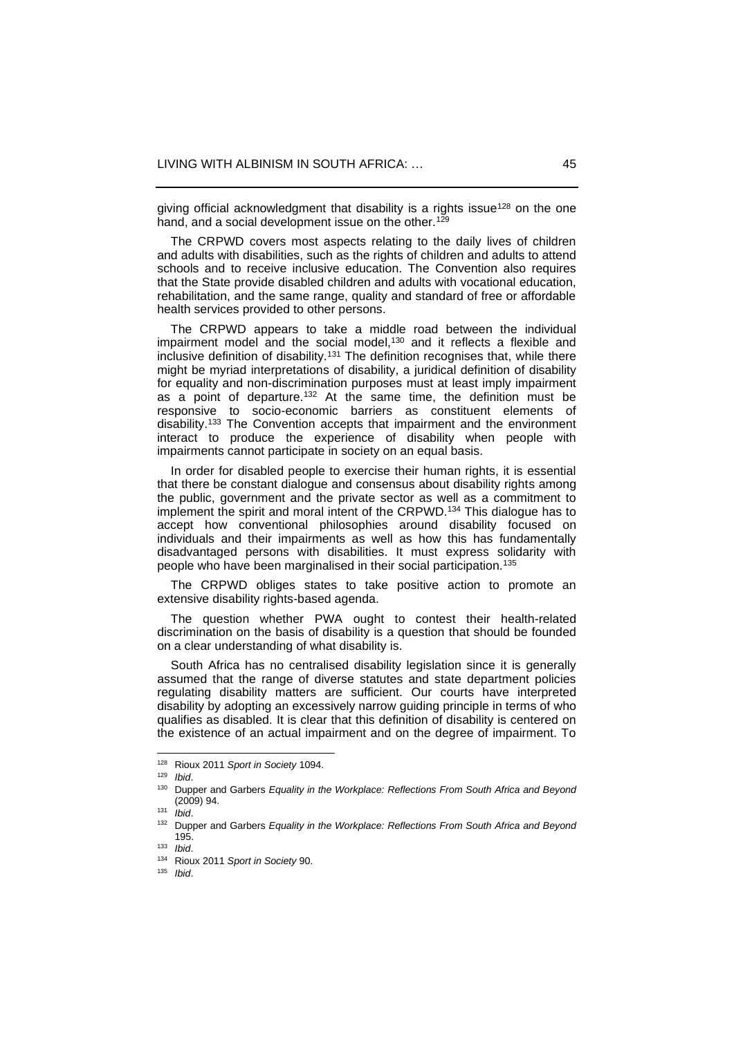giving official acknowledgment that disability is a rights issue[128] on the one hand, and a social development issue on the other.[129]

The CRPWD covers most aspects relating to the daily lives of children and adults with disabilities, such as the rights of children and adults to attend schools and to receive inclusive education. The Convention also requires that the State provide disabled children and adults with vocational education, rehabilitation, and the same range, quality and standard of free or affordable health services provided to other persons.

The CRPWD appears to take a middle road between the individual impairment model and the social model,[130] and it reflects a flexible and inclusive definition of disability.[131] The definition recognises that, while there might be myriad interpretations of disability, a juridical definition of disability for equality and non-discrimination purposes must at least imply impairment as a point of departure.[132] At the same time, the definition must be responsive to socio-economic barriers as constituent elements of disability.[133] The Convention accepts that impairment and the environment interact to produce the experience of disability when people with impairments cannot participate in society on an equal basis.

In order for disabled people to exercise their human rights, it is essential that there be constant dialogue and consensus about disability rights among the public, government and the private sector as well as a commitment to implement the spirit and moral intent of the CRPWD.[134] This dialogue has to accept how conventional philosophies around disability focused on individuals and their impairments as well as how this has fundamentally disadvantaged persons with disabilities. It must express solidarity with people who have been marginalised in their social participation.[135]

The CRPWD obliges states to take positive action to promote an extensive disability rights-based agenda.

The question whether PWA ought to contest their health-related discrimination on the basis of disability is a question that should be founded on a clear understanding of what disability is.

South Africa has no centralised disability legislation since it is generally assumed that the range of diverse statutes and state department policies regulating disability matters are sufficient. Our courts have interpreted disability by adopting an excessively narrow guiding principle in terms of who qualifies as disabled. It is clear that this definition of disability is centered on the existence of an actual impairment and on the degree of impairment. To

---

[128] Rioux 2011 *Sport in Society* 1094.

[129] *Ibid*.

[130] Dupper and Garbers *Equality in the Workplace: Reflections From South Africa and Beyond* (2009) 94.

[131] *Ibid*.

[132] Dupper and Garbers *Equality in the Workplace: Reflections From South Africa and Beyond* 195.

[133] *Ibid*.

[134] Rioux 2011 *Sport in Society* 90.

[135] *Ibid*.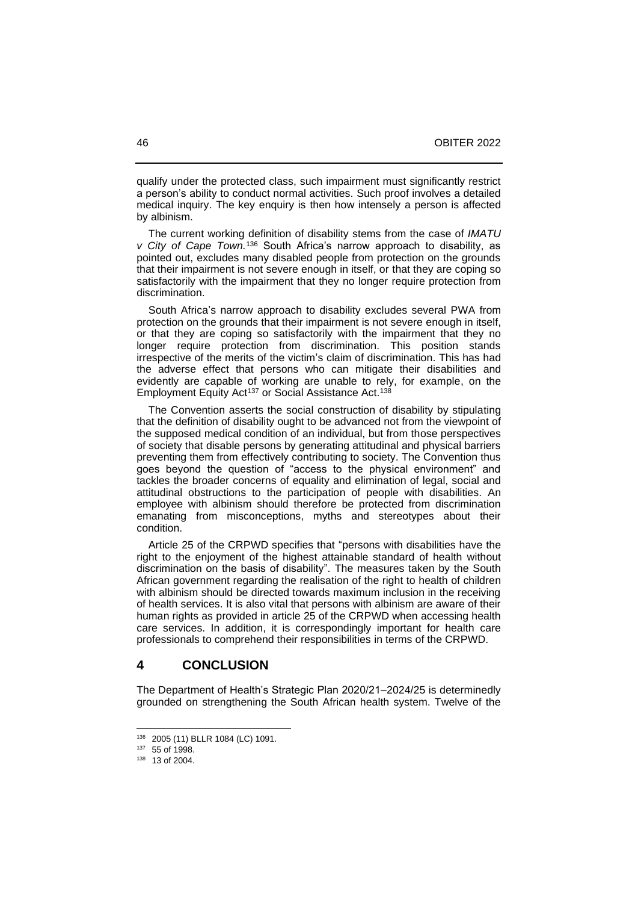qualify under the protected class, such impairment must significantly restrict a person's ability to conduct normal activities. Such proof involves a detailed medical inquiry. The key enquiry is then how intensely a person is affected by albinism.

The current working definition of disability stems from the case of *IMATU v City of Cape Town.*[136] South Africa's narrow approach to disability, as pointed out, excludes many disabled people from protection on the grounds that their impairment is not severe enough in itself, or that they are coping so satisfactorily with the impairment that they no longer require protection from discrimination.

South Africa's narrow approach to disability excludes several PWA from protection on the grounds that their impairment is not severe enough in itself, or that they are coping so satisfactorily with the impairment that they no longer require protection from discrimination. This position stands irrespective of the merits of the victim's claim of discrimination. This has had the adverse effect that persons who can mitigate their disabilities and evidently are capable of working are unable to rely, for example, on the Employment Equity Act[137] or Social Assistance Act.[138]

The Convention asserts the social construction of disability by stipulating that the definition of disability ought to be advanced not from the viewpoint of the supposed medical condition of an individual, but from those perspectives of society that disable persons by generating attitudinal and physical barriers preventing them from effectively contributing to society. The Convention thus goes beyond the question of "access to the physical environment" and tackles the broader concerns of equality and elimination of legal, social and attitudinal obstructions to the participation of people with disabilities. An employee with albinism should therefore be protected from discrimination emanating from misconceptions, myths and stereotypes about their condition.

Article 25 of the CRPWD specifies that "persons with disabilities have the right to the enjoyment of the highest attainable standard of health without discrimination on the basis of disability". The measures taken by the South African government regarding the realisation of the right to health of children with albinism should be directed towards maximum inclusion in the receiving of health services. It is also vital that persons with albinism are aware of their human rights as provided in article 25 of the CRPWD when accessing health care services. In addition, it is correspondingly important for health care professionals to comprehend their responsibilities in terms of the CRPWD.

## 4 CONCLUSION

The Department of Health's Strategic Plan 2020/21–2024/25 is determinedly grounded on strengthening the South African health system. Twelve of the

[136] 2005 (11) BLLR 1084 (LC) 1091.

[137] 55 of 1998.

[138] 13 of 2004.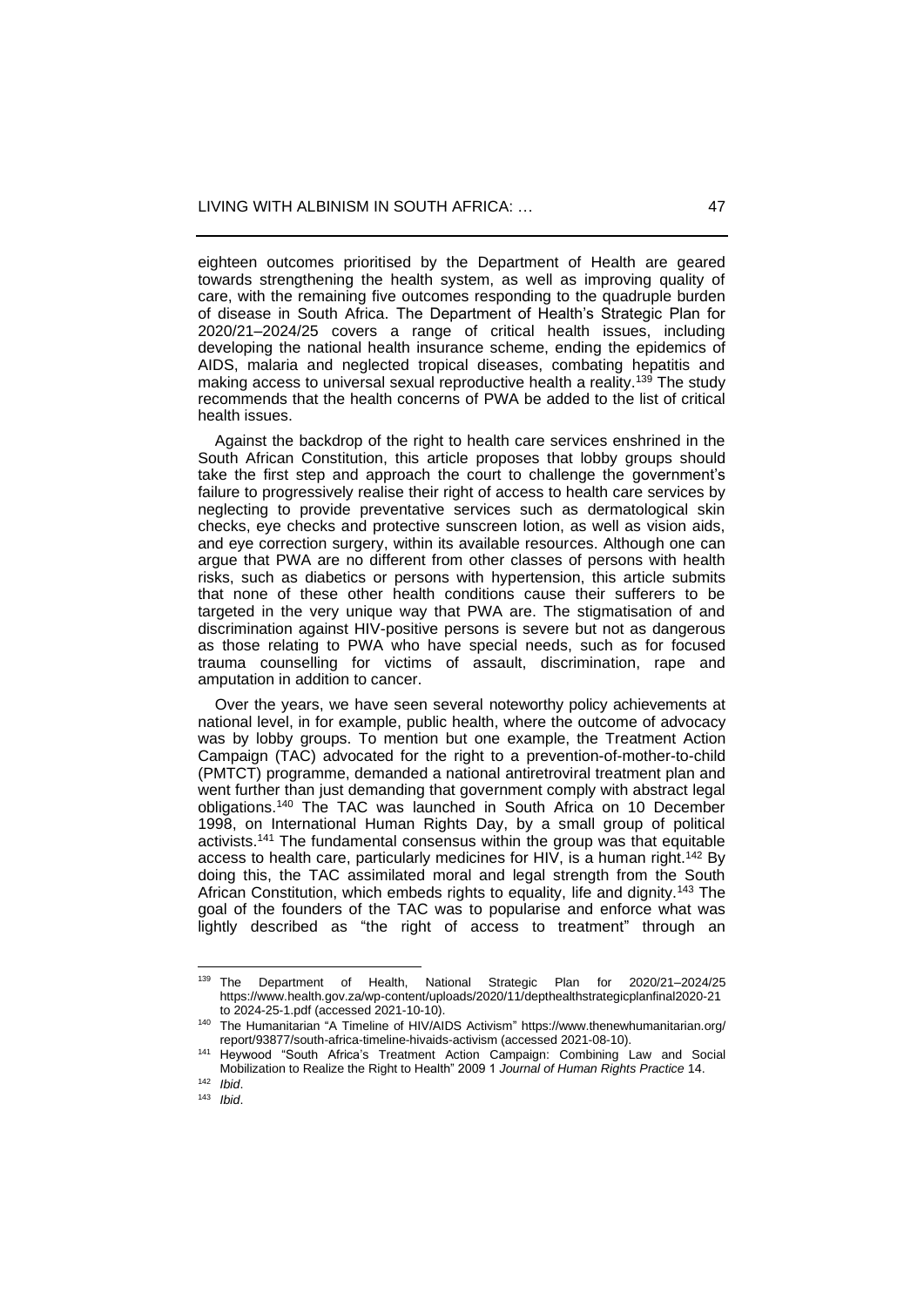eighteen outcomes prioritised by the Department of Health are geared towards strengthening the health system, as well as improving quality of care, with the remaining five outcomes responding to the quadruple burden of disease in South Africa. The Department of Health's Strategic Plan for 2020/21–2024/25 covers a range of critical health issues, including developing the national health insurance scheme, ending the epidemics of AIDS, malaria and neglected tropical diseases, combating hepatitis and making access to universal sexual reproductive health a reality.[139] The study recommends that the health concerns of PWA be added to the list of critical health issues.

Against the backdrop of the right to health care services enshrined in the South African Constitution, this article proposes that lobby groups should take the first step and approach the court to challenge the government's failure to progressively realise their right of access to health care services by neglecting to provide preventative services such as dermatological skin checks, eye checks and protective sunscreen lotion, as well as vision aids, and eye correction surgery, within its available resources. Although one can argue that PWA are no different from other classes of persons with health risks, such as diabetics or persons with hypertension, this article submits that none of these other health conditions cause their sufferers to be targeted in the very unique way that PWA are. The stigmatisation of and discrimination against HIV-positive persons is severe but not as dangerous as those relating to PWA who have special needs, such as for focused trauma counselling for victims of assault, discrimination, rape and amputation in addition to cancer.

Over the years, we have seen several noteworthy policy achievements at national level, in for example, public health, where the outcome of advocacy was by lobby groups. To mention but one example, the Treatment Action Campaign (TAC) advocated for the right to a prevention-of-mother-to-child (PMTCT) programme, demanded a national antiretroviral treatment plan and went further than just demanding that government comply with abstract legal obligations.[140] The TAC was launched in South Africa on 10 December 1998, on International Human Rights Day, by a small group of political activists.[141] The fundamental consensus within the group was that equitable access to health care, particularly medicines for HIV, is a human right.[142] By doing this, the TAC assimilated moral and legal strength from the South African Constitution, which embeds rights to equality, life and dignity.[143] The goal of the founders of the TAC was to popularise and enforce what was lightly described as "the right of access to treatment" through an

---

[139] The Department of Health, National Strategic Plan for 2020/21–2024/25 https://www.health.gov.za/wp-content/uploads/2020/11/depthealthstrategicplanfinal2020-21 to 2024-25-1.pdf (accessed 2021-10-10).

[140] The Humanitarian "A Timeline of HIV/AIDS Activism" https://www.thenewhumanitarian.org/report/93877/south-africa-timeline-hivaids-activism (accessed 2021-08-10).

[141] Heywood "South Africa's Treatment Action Campaign: Combining Law and Social Mobilization to Realize the Right to Health" 2009 1 *Journal of Human Rights Practice* 14.

[142] *Ibid*.

[143] *Ibid*.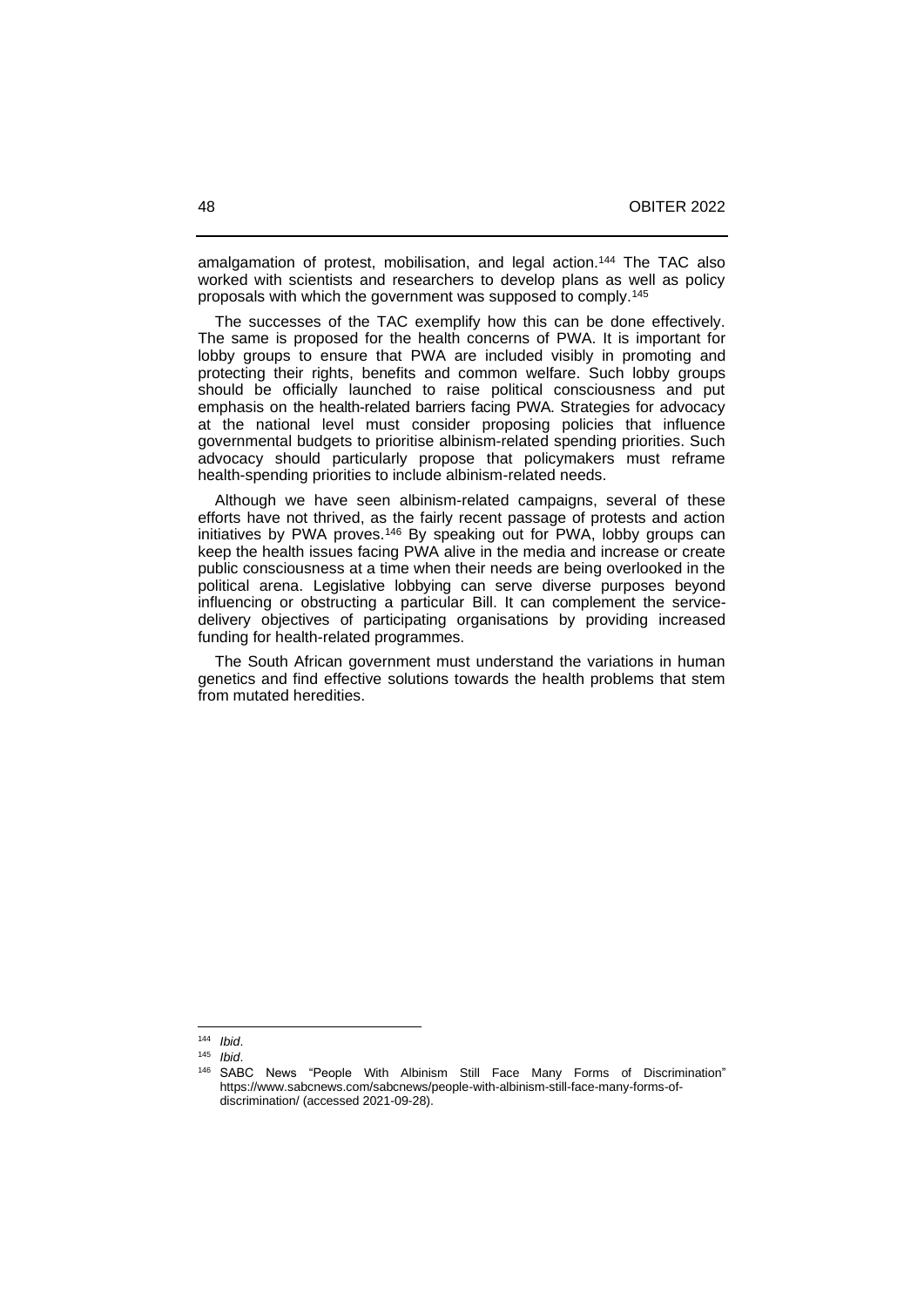amalgamation of protest, mobilisation, and legal action.[144] The TAC also worked with scientists and researchers to develop plans as well as policy proposals with which the government was supposed to comply.[145]

The successes of the TAC exemplify how this can be done effectively. The same is proposed for the health concerns of PWA. It is important for lobby groups to ensure that PWA are included visibly in promoting and protecting their rights, benefits and common welfare. Such lobby groups should be officially launched to raise political consciousness and put emphasis on the health-related barriers facing PWA. Strategies for advocacy at the national level must consider proposing policies that influence governmental budgets to prioritise albinism-related spending priorities. Such advocacy should particularly propose that policymakers must reframe health-spending priorities to include albinism-related needs.

Although we have seen albinism-related campaigns, several of these efforts have not thrived, as the fairly recent passage of protests and action initiatives by PWA proves.[146] By speaking out for PWA, lobby groups can keep the health issues facing PWA alive in the media and increase or create public consciousness at a time when their needs are being overlooked in the political arena. Legislative lobbying can serve diverse purposes beyond influencing or obstructing a particular Bill. It can complement the service-delivery objectives of participating organisations by providing increased funding for health-related programmes.

The South African government must understand the variations in human genetics and find effective solutions towards the health problems that stem from mutated heredities.

---

[144] *Ibid*.

[145] *Ibid*.

[146] SABC News "People With Albinism Still Face Many Forms of Discrimination" https://www.sabcnews.com/sabcnews/people-with-albinism-still-face-many-forms-of-discrimination/ (accessed 2021-09-28).